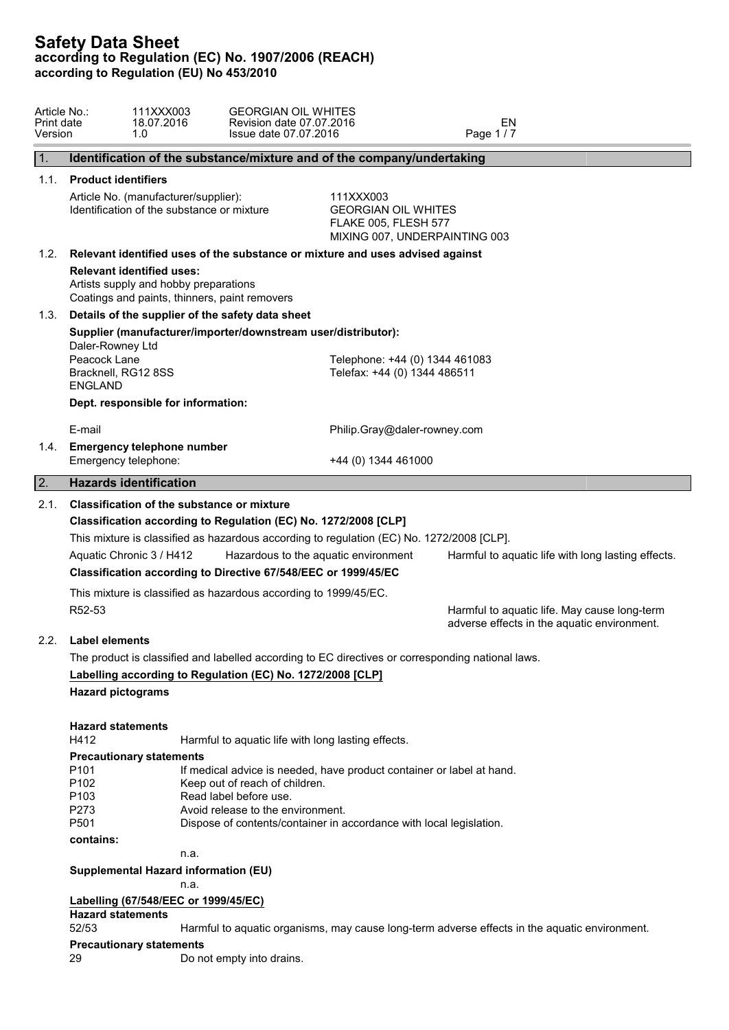# Safety Data Sheet
**according to Regulation (EC) No. 1907/2006 (REACH)**
**according to Regulation (EU) No 453/2010**

| | | | | |
|---|---|---|---|---|
| Article No.: | 111XXX003 | GEORGIAN OIL WHITES | | |
| Print date | 18.07.2016 | Revision date 07.07.2016 | EN | |
| Version | 1.0 | Issue date 07.07.2016 | | |

## 1. Identification of the substance/mixture and of the company/undertaking

### 1.1. Product identifiers

Article No. (manufacturer/supplier): 111XXX003

Identification of the substance or mixture: GEORGIAN OIL WHITES
FLAKE 005, FLESH 577
MIXING 007, UNDERPAINTING 003

### 1.2. Relevant identified uses of the substance or mixture and uses advised against

**Relevant identified uses:**
Artists supply and hobby preparations
Coatings and paints, thinners, paint removers

### 1.3. Details of the supplier of the safety data sheet

**Supplier (manufacturer/importer/downstream user/distributor):**

Daler-Rowney Ltd
Peacock Lane
Bracknell, RG12 8SS
ENGLAND

Telephone: +44 (0) 1344 461083
Telefax: +44 (0) 1344 486511

**Dept. responsible for information:**

E-mail: Philip.Gray@daler-rowney.com

### 1.4. Emergency telephone number

Emergency telephone: +44 (0) 1344 461000

## 2. Hazards identification

### 2.1. Classification of the substance or mixture

**Classification according to Regulation (EC) No. 1272/2008 [CLP]**

This mixture is classified as hazardous according to regulation (EC) No. 1272/2008 [CLP].

| | | |
|---|---|---|
| Aquatic Chronic 3 / H412 | Hazardous to the aquatic environment | Harmful to aquatic life with long lasting effects. |

**Classification according to Directive 67/548/EEC or 1999/45/EC**

This mixture is classified as hazardous according to 1999/45/EC.

| | |
|---|---|
| R52-53 | Harmful to aquatic life. May cause long-term adverse effects in the aquatic environment. |

### 2.2. Label elements

The product is classified and labelled according to EC directives or corresponding national laws.

**Labelling according to Regulation (EC) No. 1272/2008 [CLP]**

**Hazard pictograms**

**Hazard statements**

H412 Harmful to aquatic life with long lasting effects.

**Precautionary statements**

- P101 If medical advice is needed, have product container or label at hand.
- P102 Keep out of reach of children.
- P103 Read label before use.
- P273 Avoid release to the environment.
- P501 Dispose of contents/container in accordance with local legislation.

**contains:**

n.a.

**Supplemental Hazard information (EU)**

n.a.

**Labelling (67/548/EEC or 1999/45/EC)**

**Hazard statements**

52/53 Harmful to aquatic organisms, may cause long-term adverse effects in the aquatic environment.

**Precautionary statements**

29 Do not empty into drains.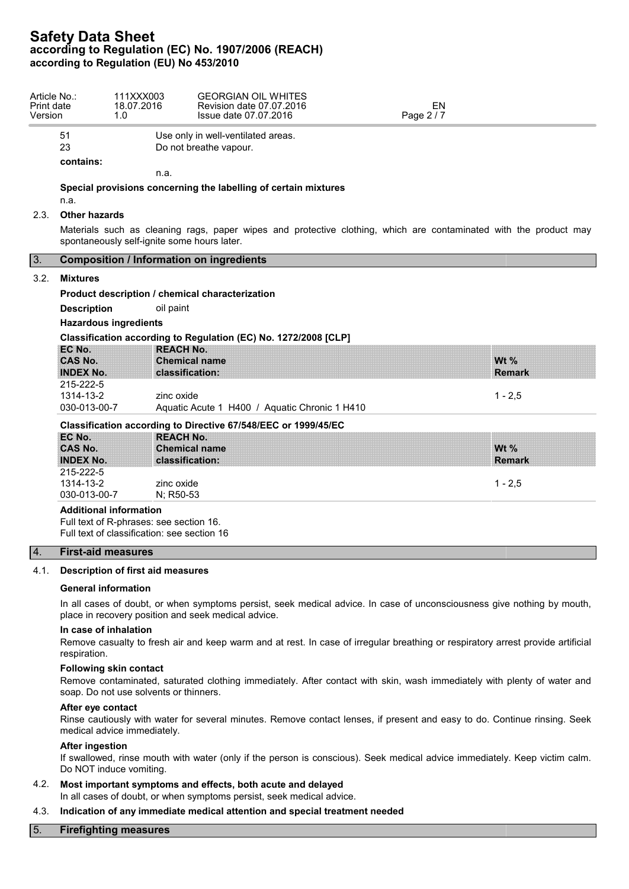| | |
|---|---|
| 51 | Use only in well-ventilated areas. |
| 23 | Do not breathe vapour. |

**contains:**

n.a.

**Special provisions concerning the labelling of certain mixtures**

n.a.

### 2.3. Other hazards

Materials such as cleaning rags, paper wipes and protective clothing, which are contaminated with the product may spontaneously self-ignite some hours later.

## 3. Composition / Information on ingredients

### 3.2. Mixtures

**Product description / chemical characterization**

**Description** oil paint

**Hazardous ingredients**

**Classification according to Regulation (EC) No. 1272/2008 [CLP]**

| EC No.<br>CAS No.<br>INDEX No. | REACH No.<br>Chemical name<br>classification: | Wt %<br>Remark |
|---|---|---|
| 215-222-5<br>1314-13-2<br>030-013-00-7 | zinc oxide<br>Aquatic Acute 1 H400 / Aquatic Chronic 1 H410 | 1 - 2,5 |

**Classification according to Directive 67/548/EEC or 1999/45/EC**

| EC No.<br>CAS No.<br>INDEX No. | REACH No.<br>Chemical name<br>classification: | Wt %<br>Remark |
|---|---|---|
| 215-222-5<br>1314-13-2<br>030-013-00-7 | zinc oxide<br>N; R50-53 | 1 - 2,5 |

**Additional information**

Full text of R-phrases: see section 16.
Full text of classification: see section 16

## 4. First-aid measures

### 4.1. Description of first aid measures

**General information**

In all cases of doubt, or when symptoms persist, seek medical advice. In case of unconsciousness give nothing by mouth, place in recovery position and seek medical advice.

**In case of inhalation**

Remove casualty to fresh air and keep warm and at rest. In case of irregular breathing or respiratory arrest provide artificial respiration.

**Following skin contact**

Remove contaminated, saturated clothing immediately. After contact with skin, wash immediately with plenty of water and soap. Do not use solvents or thinners.

**After eye contact**

Rinse cautiously with water for several minutes. Remove contact lenses, if present and easy to do. Continue rinsing. Seek medical advice immediately.

**After ingestion**

If swallowed, rinse mouth with water (only if the person is conscious). Seek medical advice immediately. Keep victim calm. Do NOT induce vomiting.

### 4.2. Most important symptoms and effects, both acute and delayed

In all cases of doubt, or when symptoms persist, seek medical advice.

### 4.3. Indication of any immediate medical attention and special treatment needed

## 5. Firefighting measures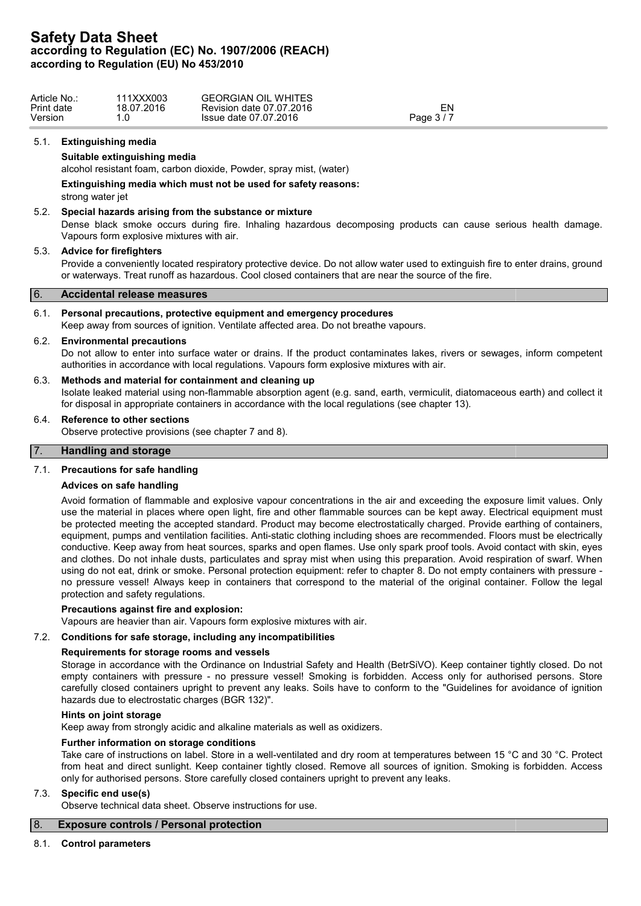### 5.1. Extinguishing media

**Suitable extinguishing media**

alcohol resistant foam, carbon dioxide, Powder, spray mist, (water)

**Extinguishing media which must not be used for safety reasons:**

strong water jet

### 5.2. Special hazards arising from the substance or mixture

Dense black smoke occurs during fire. Inhaling hazardous decomposing products can cause serious health damage. Vapours form explosive mixtures with air.

### 5.3. Advice for firefighters

Provide a conveniently located respiratory protective device. Do not allow water used to extinguish fire to enter drains, ground or waterways. Treat runoff as hazardous. Cool closed containers that are near the source of the fire.

## 6. Accidental release measures

### 6.1. Personal precautions, protective equipment and emergency procedures

Keep away from sources of ignition. Ventilate affected area. Do not breathe vapours.

### 6.2. Environmental precautions

Do not allow to enter into surface water or drains. If the product contaminates lakes, rivers or sewages, inform competent authorities in accordance with local regulations. Vapours form explosive mixtures with air.

### 6.3. Methods and material for containment and cleaning up

Isolate leaked material using non-flammable absorption agent (e.g. sand, earth, vermiculit, diatomaceous earth) and collect it for disposal in appropriate containers in accordance with the local regulations (see chapter 13).

### 6.4. Reference to other sections

Observe protective provisions (see chapter 7 and 8).

## 7. Handling and storage

### 7.1. Precautions for safe handling

**Advices on safe handling**

Avoid formation of flammable and explosive vapour concentrations in the air and exceeding the exposure limit values. Only use the material in places where open light, fire and other flammable sources can be kept away. Electrical equipment must be protected meeting the accepted standard. Product may become electrostatically charged. Provide earthing of containers, equipment, pumps and ventilation facilities. Anti-static clothing including shoes are recommended. Floors must be electrically conductive. Keep away from heat sources, sparks and open flames. Use only spark proof tools. Avoid contact with skin, eyes and clothes. Do not inhale dusts, particulates and spray mist when using this preparation. Avoid respiration of swarf. When using do not eat, drink or smoke. Personal protection equipment: refer to chapter 8. Do not empty containers with pressure - no pressure vessel! Always keep in containers that correspond to the material of the original container. Follow the legal protection and safety regulations.

**Precautions against fire and explosion:**

Vapours are heavier than air. Vapours form explosive mixtures with air.

### 7.2. Conditions for safe storage, including any incompatibilities

**Requirements for storage rooms and vessels**

Storage in accordance with the Ordinance on Industrial Safety and Health (BetrSiVO). Keep container tightly closed. Do not empty containers with pressure - no pressure vessel! Smoking is forbidden. Access only for authorised persons. Store carefully closed containers upright to prevent any leaks. Soils have to conform to the "Guidelines for avoidance of ignition hazards due to electrostatic charges (BGR 132)".

**Hints on joint storage**

Keep away from strongly acidic and alkaline materials as well as oxidizers.

**Further information on storage conditions**

Take care of instructions on label. Store in a well-ventilated and dry room at temperatures between 15 °C and 30 °C. Protect from heat and direct sunlight. Keep container tightly closed. Remove all sources of ignition. Smoking is forbidden. Access only for authorised persons. Store carefully closed containers upright to prevent any leaks.

### 7.3. Specific end use(s)

Observe technical data sheet. Observe instructions for use.

## 8. Exposure controls / Personal protection

### 8.1. Control parameters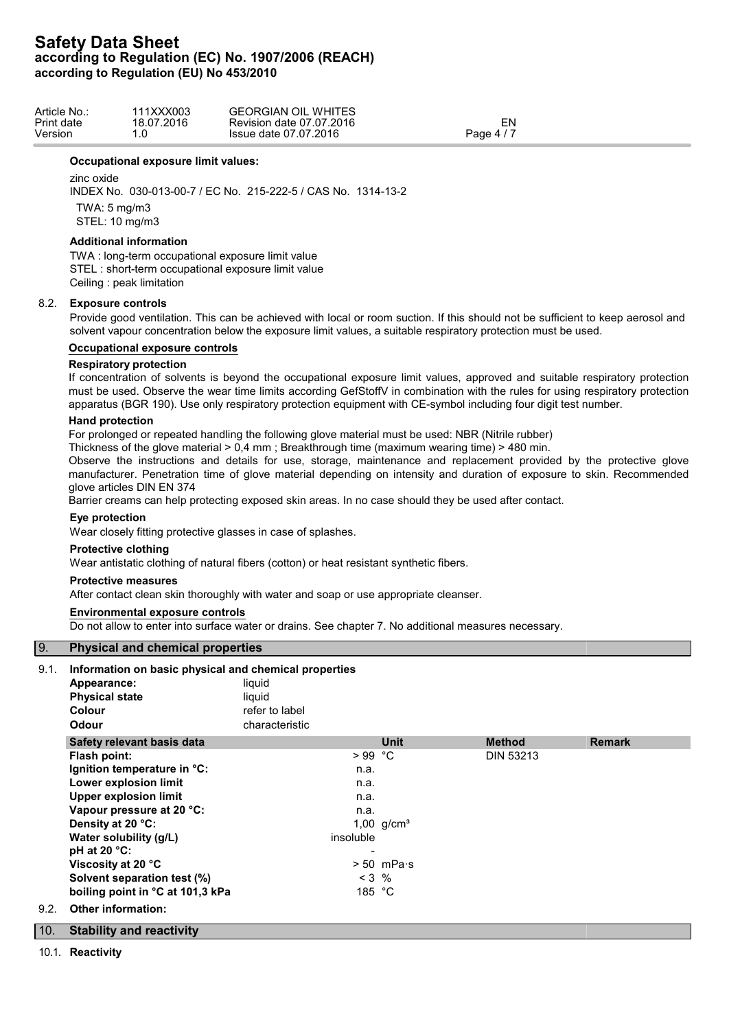**Occupational exposure limit values:**

zinc oxide
INDEX No. 030-013-00-7 / EC No. 215-222-5 / CAS No. 1314-13-2

TWA: 5 mg/m3
STEL: 10 mg/m3

**Additional information**

TWA : long-term occupational exposure limit value
STEL : short-term occupational exposure limit value
Ceiling : peak limitation

### 8.2. Exposure controls

Provide good ventilation. This can be achieved with local or room suction. If this should not be sufficient to keep aerosol and solvent vapour concentration below the exposure limit values, a suitable respiratory protection must be used.

**Occupational exposure controls**

**Respiratory protection**

If concentration of solvents is beyond the occupational exposure limit values, approved and suitable respiratory protection must be used. Observe the wear time limits according GefStoffV in combination with the rules for using respiratory protection apparatus (BGR 190). Use only respiratory protection equipment with CE-symbol including four digit test number.

**Hand protection**

For prolonged or repeated handling the following glove material must be used: NBR (Nitrile rubber)
Thickness of the glove material > 0,4 mm ; Breakthrough time (maximum wearing time) > 480 min.
Observe the instructions and details for use, storage, maintenance and replacement provided by the protective glove manufacturer. Penetration time of glove material depending on intensity and duration of exposure to skin. Recommended glove articles DIN EN 374
Barrier creams can help protecting exposed skin areas. In no case should they be used after contact.

**Eye protection**

Wear closely fitting protective glasses in case of splashes.

**Protective clothing**

Wear antistatic clothing of natural fibers (cotton) or heat resistant synthetic fibers.

**Protective measures**

After contact clean skin thoroughly with water and soap or use appropriate cleanser.

**Environmental exposure controls**

Do not allow to enter into surface water or drains. See chapter 7. No additional measures necessary.

## 9. Physical and chemical properties

### 9.1. Information on basic physical and chemical properties

**Appearance:** liquid
**Physical state** liquid
**Colour** refer to label
**Odour** characteristic

| Safety relevant basis data | | Unit | Method | Remark |
|---|---|---|---|---|
| **Flash point:** | > 99 | °C | DIN 53213 | |
| **Ignition temperature in °C:** | n.a. | | | |
| **Lower explosion limit** | n.a. | | | |
| **Upper explosion limit** | n.a. | | | |
| **Vapour pressure at 20 °C:** | n.a. | | | |
| **Density at 20 °C:** | 1,00 | g/cm³ | | |
| **Water solubility (g/L)** | insoluble | | | |
| **pH at 20 °C:** | - | | | |
| **Viscosity at 20 °C** | > 50 | mPa·s | | |
| **Solvent separation test (%)** | < 3 | % | | |
| **boiling point in °C at 101,3 kPa** | 185 | °C | | |

### 9.2. Other information:

## 10. Stability and reactivity

### 10.1. Reactivity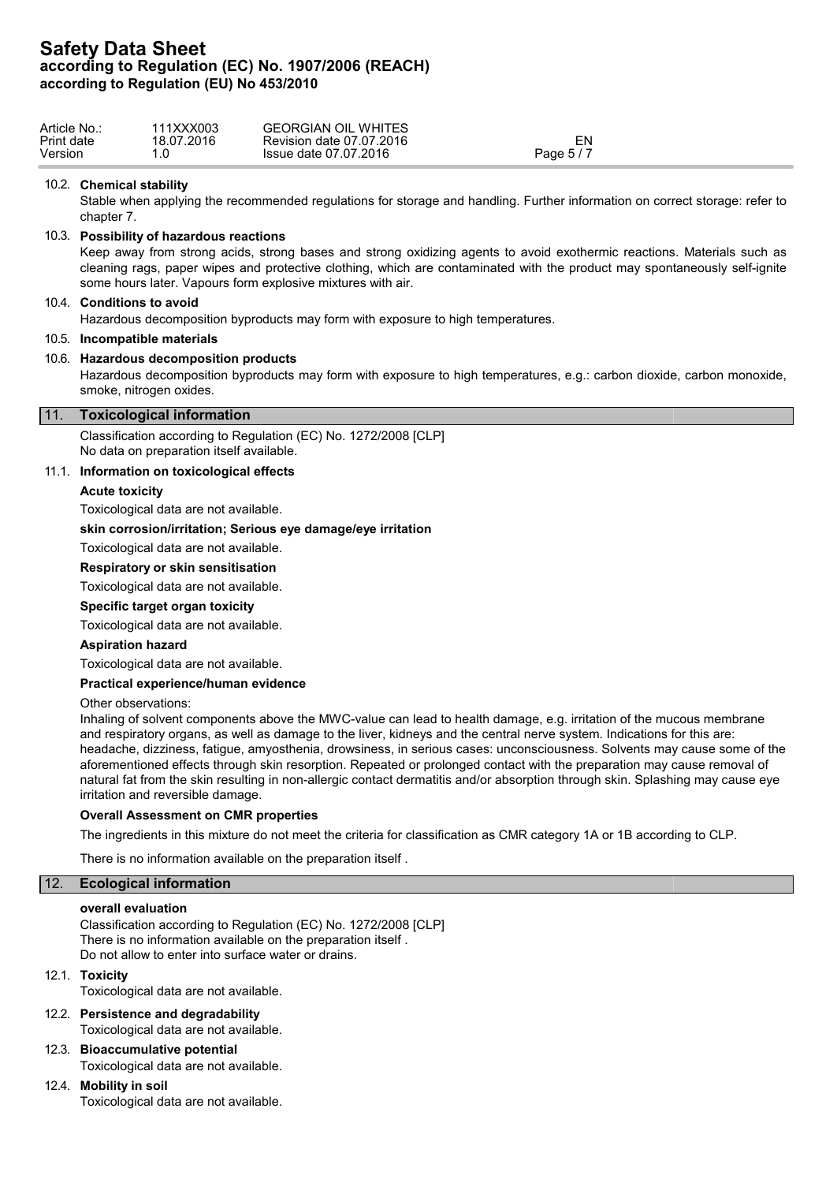### 10.2. Chemical stability

Stable when applying the recommended regulations for storage and handling. Further information on correct storage: refer to chapter 7.

### 10.3. Possibility of hazardous reactions

Keep away from strong acids, strong bases and strong oxidizing agents to avoid exothermic reactions. Materials such as cleaning rags, paper wipes and protective clothing, which are contaminated with the product may spontaneously self-ignite some hours later. Vapours form explosive mixtures with air.

### 10.4. Conditions to avoid

Hazardous decomposition byproducts may form with exposure to high temperatures.

### 10.5. Incompatible materials

### 10.6. Hazardous decomposition products

Hazardous decomposition byproducts may form with exposure to high temperatures, e.g.: carbon dioxide, carbon monoxide, smoke, nitrogen oxides.

## 11. Toxicological information

Classification according to Regulation (EC) No. 1272/2008 [CLP]
No data on preparation itself available.

### 11.1. Information on toxicological effects

**Acute toxicity**

Toxicological data are not available.

**skin corrosion/irritation; Serious eye damage/eye irritation**

Toxicological data are not available.

**Respiratory or skin sensitisation**

Toxicological data are not available.

**Specific target organ toxicity**

Toxicological data are not available.

**Aspiration hazard**

Toxicological data are not available.

**Practical experience/human evidence**

Other observations:
Inhaling of solvent components above the MWC-value can lead to health damage, e.g. irritation of the mucous membrane and respiratory organs, as well as damage to the liver, kidneys and the central nerve system. Indications for this are: headache, dizziness, fatigue, amyosthenia, drowsiness, in serious cases: unconsciousness. Solvents may cause some of the aforementioned effects through skin resorption. Repeated or prolonged contact with the preparation may cause removal of natural fat from the skin resulting in non-allergic contact dermatitis and/or absorption through skin. Splashing may cause eye irritation and reversible damage.

**Overall Assessment on CMR properties**

The ingredients in this mixture do not meet the criteria for classification as CMR category 1A or 1B according to CLP.

There is no information available on the preparation itself .

## 12. Ecological information

**overall evaluation**

Classification according to Regulation (EC) No. 1272/2008 [CLP]
There is no information available on the preparation itself .
Do not allow to enter into surface water or drains.

### 12.1. Toxicity

Toxicological data are not available.

### 12.2. Persistence and degradability

Toxicological data are not available.

### 12.3. Bioaccumulative potential

Toxicological data are not available.

### 12.4. Mobility in soil

Toxicological data are not available.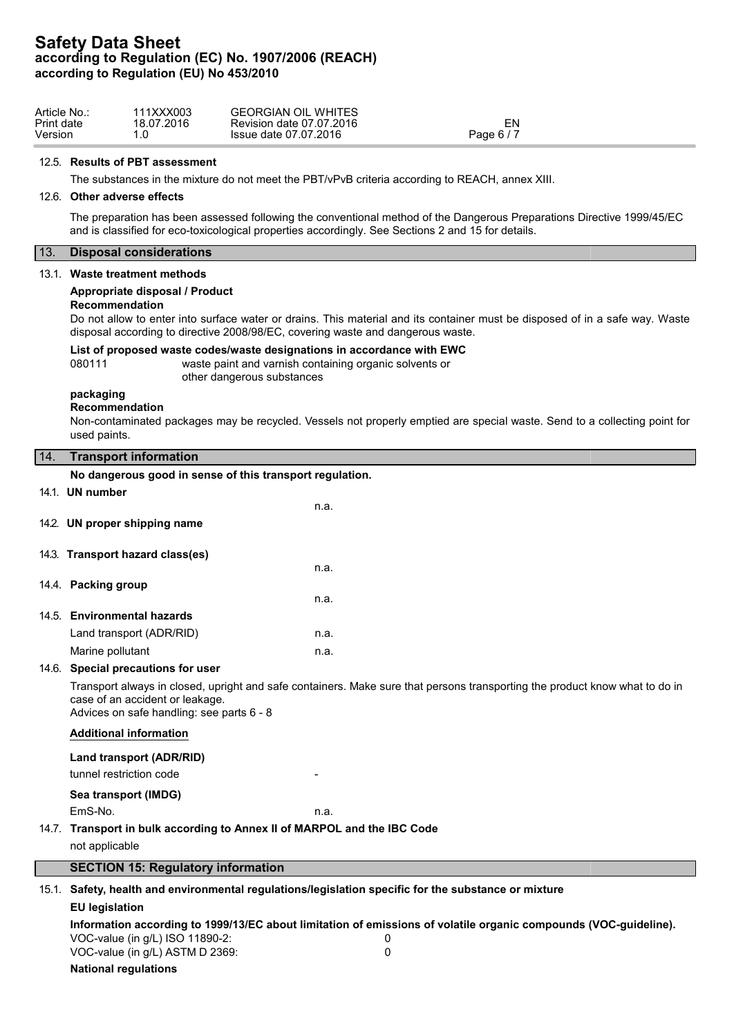### 12.5. Results of PBT assessment

The substances in the mixture do not meet the PBT/vPvB criteria according to REACH, annex XIII.

### 12.6. Other adverse effects

The preparation has been assessed following the conventional method of the Dangerous Preparations Directive 1999/45/EC and is classified for eco-toxicological properties accordingly. See Sections 2 and 15 for details.

## 13. Disposal considerations

### 13.1. Waste treatment methods

**Appropriate disposal / Product**

**Recommendation**

Do not allow to enter into surface water or drains. This material and its container must be disposed of in a safe way. Waste disposal according to directive 2008/98/EC, covering waste and dangerous waste.

**List of proposed waste codes/waste designations in accordance with EWC**

| | |
|---|---|
| 080111 | waste paint and varnish containing organic solvents or other dangerous substances |

**packaging**

**Recommendation**

Non-contaminated packages may be recycled. Vessels not properly emptied are special waste. Send to a collecting point for used paints.

## 14. Transport information

**No dangerous good in sense of this transport regulation.**

### 14.1. UN number

n.a.

### 14.2. UN proper shipping name

### 14.3. Transport hazard class(es)

n.a.

### 14.4. Packing group

n.a.

### 14.5. Environmental hazards

| | |
|---|---|
| Land transport (ADR/RID) | n.a. |
| Marine pollutant | n.a. |

### 14.6. Special precautions for user

Transport always in closed, upright and safe containers. Make sure that persons transporting the product know what to do in case of an accident or leakage.
Advices on safe handling: see parts 6 - 8

**Additional information**

**Land transport (ADR/RID)**

| | |
|---|---|
| tunnel restriction code | - |

**Sea transport (IMDG)**

| | |
|---|---|
| EmS-No. | n.a. |

### 14.7. Transport in bulk according to Annex II of MARPOL and the IBC Code

not applicable

## SECTION 15: Regulatory information

### 15.1. Safety, health and environmental regulations/legislation specific for the substance or mixture

**EU legislation**

**Information according to 1999/13/EC about limitation of emissions of volatile organic compounds (VOC-guideline).**

| | |
|---|---|
| VOC-value (in g/L) ISO 11890-2: | 0 |
| VOC-value (in g/L) ASTM D 2369: | 0 |

**National regulations**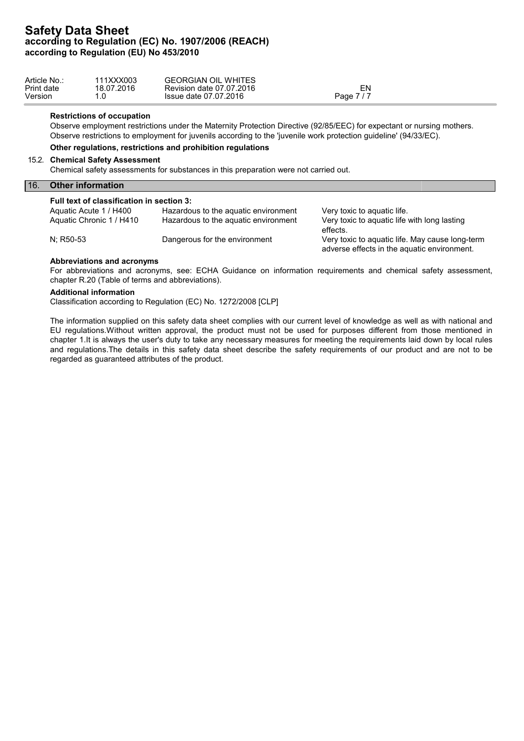**Restrictions of occupation**

Observe employment restrictions under the Maternity Protection Directive (92/85/EEC) for expectant or nursing mothers. Observe restrictions to employment for juvenils according to the 'juvenile work protection guideline' (94/33/EC).

**Other regulations, restrictions and prohibition regulations**

### 15.2. Chemical Safety Assessment

Chemical safety assessments for substances in this preparation were not carried out.

## 16. Other information

**Full text of classification in section 3:**

| | | |
|---|---|---|
| Aquatic Acute 1 / H400 | Hazardous to the aquatic environment | Very toxic to aquatic life. |
| Aquatic Chronic 1 / H410 | Hazardous to the aquatic environment | Very toxic to aquatic life with long lasting effects. |
| N; R50-53 | Dangerous for the environment | Very toxic to aquatic life. May cause long-term adverse effects in the aquatic environment. |

**Abbreviations and acronyms**

For abbreviations and acronyms, see: ECHA Guidance on information requirements and chemical safety assessment, chapter R.20 (Table of terms and abbreviations).

**Additional information**

Classification according to Regulation (EC) No. 1272/2008 [CLP]

The information supplied on this safety data sheet complies with our current level of knowledge as well as with national and EU regulations.Without written approval, the product must not be used for purposes different from those mentioned in chapter 1.It is always the user's duty to take any necessary measures for meeting the requirements laid down by local rules and regulations.The details in this safety data sheet describe the safety requirements of our product and are not to be regarded as guaranteed attributes of the product.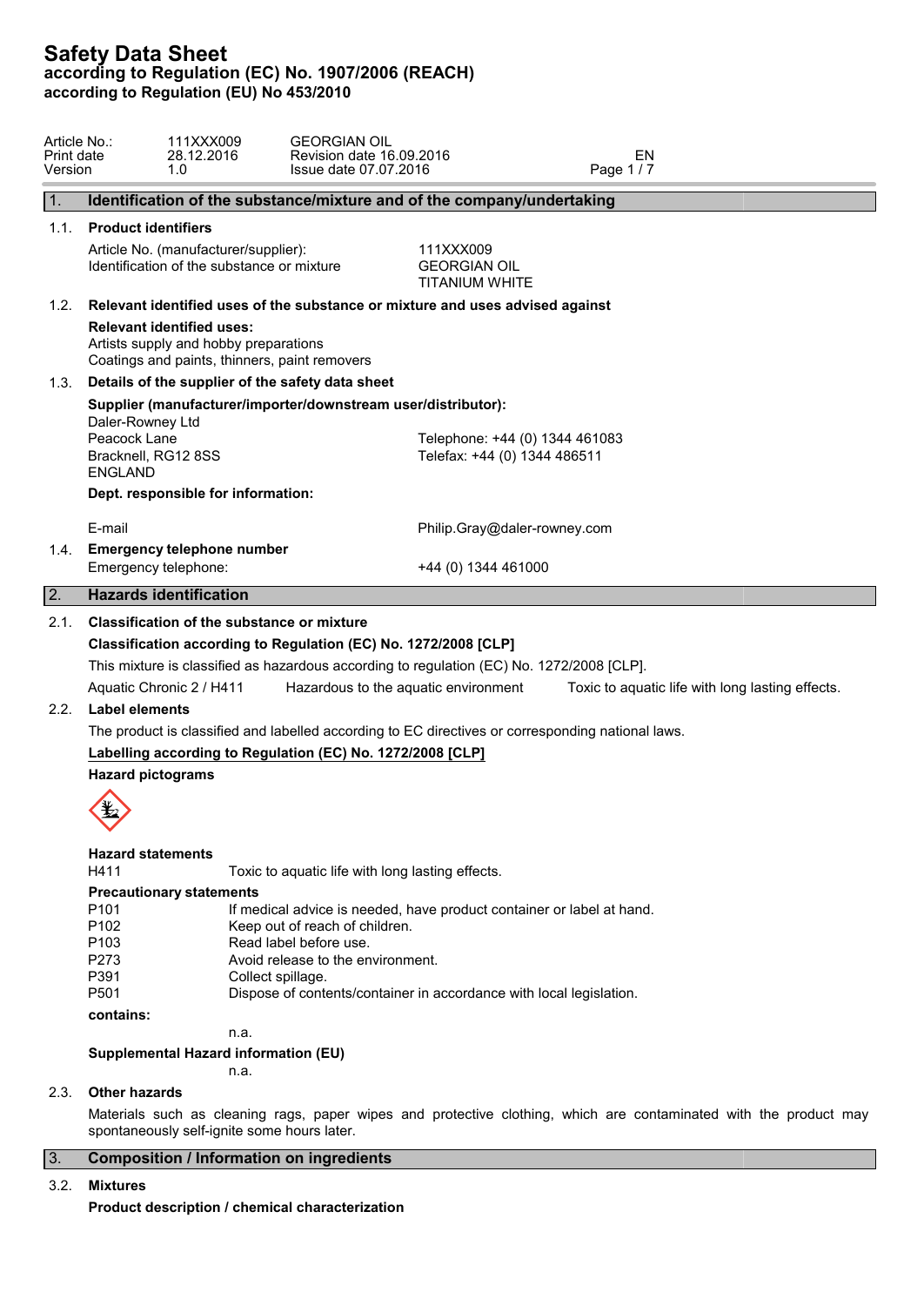# Safety Data Sheet

**according to Regulation (EC) No. 1907/2006 (REACH)**
**according to Regulation (EU) No 453/2010**

| | | | |
|---|---|---|---|
| Article No.: | 111XXX009 | GEORGIAN OIL | |
| Print date | 28.12.2016 | Revision date 16.09.2016 | EN |
| Version | 1.0 | Issue date 07.07.2016 | |

## 1. Identification of the substance/mixture and of the company/undertaking

### 1.1. Product identifiers

| | |
|---|---|
| Article No. (manufacturer/supplier): | 111XXX009 |
| Identification of the substance or mixture | GEORGIAN OIL<br>TITANIUM WHITE |

### 1.2. Relevant identified uses of the substance or mixture and uses advised against

**Relevant identified uses:**
Artists supply and hobby preparations
Coatings and paints, thinners, paint removers

### 1.3. Details of the supplier of the safety data sheet

**Supplier (manufacturer/importer/downstream user/distributor):**
Daler-Rowney Ltd
Peacock Lane
Bracknell, RG12 8SS
ENGLAND

Telephone: +44 (0) 1344 461083
Telefax: +44 (0) 1344 486511

**Dept. responsible for information:**

E-mail: Philip.Gray@daler-rowney.com

### 1.4. Emergency telephone number

Emergency telephone: +44 (0) 1344 461000

## 2. Hazards identification

### 2.1. Classification of the substance or mixture

**Classification according to Regulation (EC) No. 1272/2008 [CLP]**

This mixture is classified as hazardous according to regulation (EC) No. 1272/2008 [CLP].

| | | |
|---|---|---|
| Aquatic Chronic 2 / H411 | Hazardous to the aquatic environment | Toxic to aquatic life with long lasting effects. |

### 2.2. Label elements

The product is classified and labelled according to EC directives or corresponding national laws.

**Labelling according to Regulation (EC) No. 1272/2008 [CLP]**

**Hazard pictograms**

**Hazard statements**

| | |
|---|---|
| H411 | Toxic to aquatic life with long lasting effects. |

**Precautionary statements**

| | |
|---|---|
| P101 | If medical advice is needed, have product container or label at hand. |
| P102 | Keep out of reach of children. |
| P103 | Read label before use. |
| P273 | Avoid release to the environment. |
| P391 | Collect spillage. |
| P501 | Dispose of contents/container in accordance with local legislation. |

**contains:**

n.a.

**Supplemental Hazard information (EU)**

n.a.

### 2.3. Other hazards

Materials such as cleaning rags, paper wipes and protective clothing, which are contaminated with the product may spontaneously self-ignite some hours later.

## 3. Composition / Information on ingredients

### 3.2. Mixtures

**Product description / chemical characterization**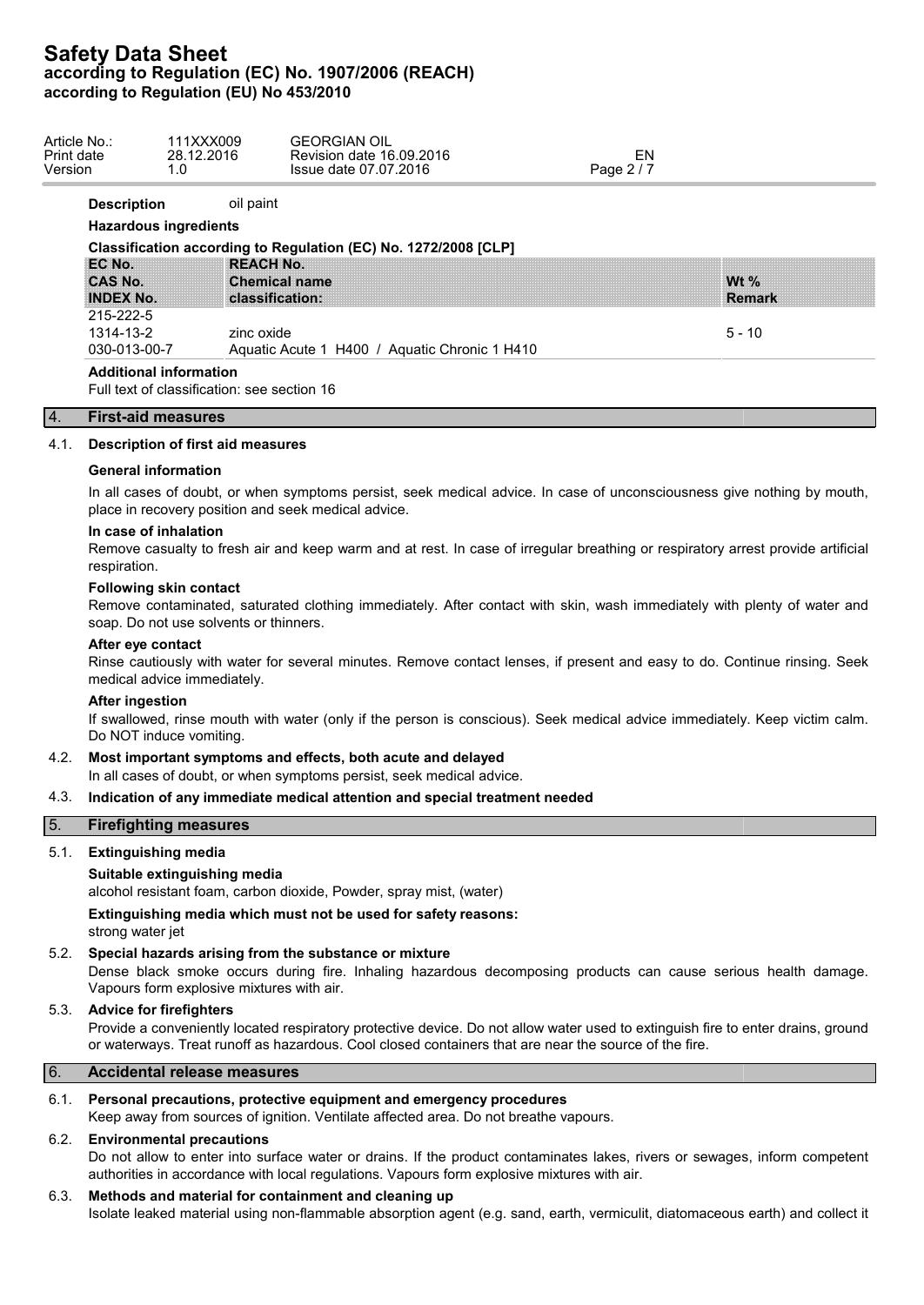**Description** oil paint

**Hazardous ingredients**

**Classification according to Regulation (EC) No. 1272/2008 [CLP]**

| EC No.<br>CAS No.<br>INDEX No. | REACH No.<br>Chemical name<br>classification: | Wt %<br>Remark |
|---|---|---|
| 215-222-5<br>1314-13-2<br>030-013-00-7 | zinc oxide<br>Aquatic Acute 1 H400 / Aquatic Chronic 1 H410 | 5 - 10 |

**Additional information**

Full text of classification: see section 16

## 4. First-aid measures

### 4.1. Description of first aid measures

**General information**

In all cases of doubt, or when symptoms persist, seek medical advice. In case of unconsciousness give nothing by mouth, place in recovery position and seek medical advice.

**In case of inhalation**

Remove casualty to fresh air and keep warm and at rest. In case of irregular breathing or respiratory arrest provide artificial respiration.

**Following skin contact**

Remove contaminated, saturated clothing immediately. After contact with skin, wash immediately with plenty of water and soap. Do not use solvents or thinners.

**After eye contact**

Rinse cautiously with water for several minutes. Remove contact lenses, if present and easy to do. Continue rinsing. Seek medical advice immediately.

**After ingestion**

If swallowed, rinse mouth with water (only if the person is conscious). Seek medical advice immediately. Keep victim calm. Do NOT induce vomiting.

### 4.2. Most important symptoms and effects, both acute and delayed

In all cases of doubt, or when symptoms persist, seek medical advice.

### 4.3. Indication of any immediate medical attention and special treatment needed

## 5. Firefighting measures

### 5.1. Extinguishing media

**Suitable extinguishing media**

alcohol resistant foam, carbon dioxide, Powder, spray mist, (water)

**Extinguishing media which must not be used for safety reasons:**

strong water jet

### 5.2. Special hazards arising from the substance or mixture

Dense black smoke occurs during fire. Inhaling hazardous decomposing products can cause serious health damage. Vapours form explosive mixtures with air.

### 5.3. Advice for firefighters

Provide a conveniently located respiratory protective device. Do not allow water used to extinguish fire to enter drains, ground or waterways. Treat runoff as hazardous. Cool closed containers that are near the source of the fire.

## 6. Accidental release measures

### 6.1. Personal precautions, protective equipment and emergency procedures

Keep away from sources of ignition. Ventilate affected area. Do not breathe vapours.

### 6.2. Environmental precautions

Do not allow to enter into surface water or drains. If the product contaminates lakes, rivers or sewages, inform competent authorities in accordance with local regulations. Vapours form explosive mixtures with air.

### 6.3. Methods and material for containment and cleaning up

Isolate leaked material using non-flammable absorption agent (e.g. sand, earth, vermiculit, diatomaceous earth) and collect it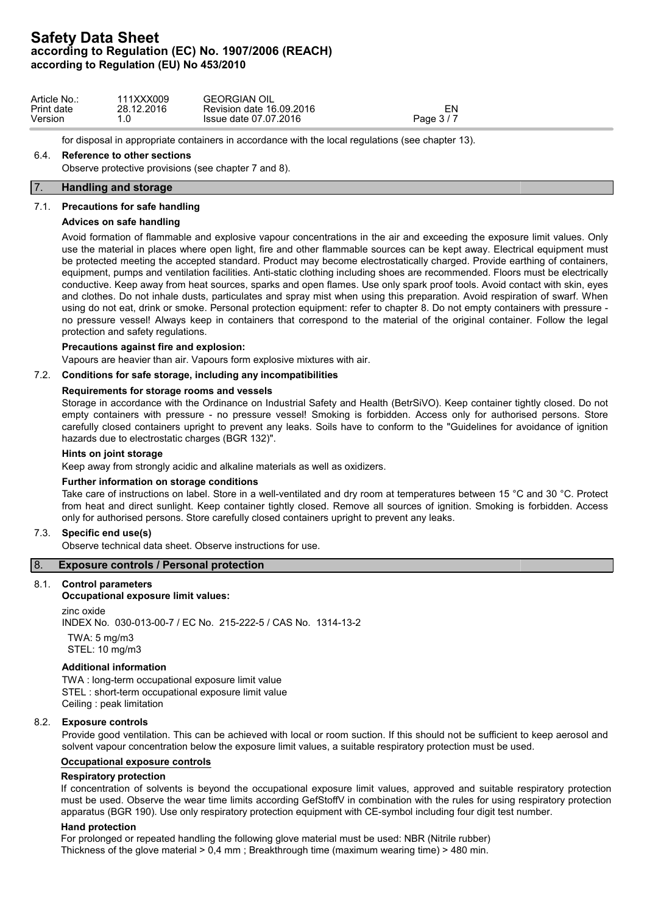for disposal in appropriate containers in accordance with the local regulations (see chapter 13).

### 6.4. Reference to other sections

Observe protective provisions (see chapter 7 and 8).

## 7. Handling and storage

### 7.1. Precautions for safe handling

**Advices on safe handling**

Avoid formation of flammable and explosive vapour concentrations in the air and exceeding the exposure limit values. Only use the material in places where open light, fire and other flammable sources can be kept away. Electrical equipment must be protected meeting the accepted standard. Product may become electrostatically charged. Provide earthing of containers, equipment, pumps and ventilation facilities. Anti-static clothing including shoes are recommended. Floors must be electrically conductive. Keep away from heat sources, sparks and open flames. Use only spark proof tools. Avoid contact with skin, eyes and clothes. Do not inhale dusts, particulates and spray mist when using this preparation. Avoid respiration of swarf. When using do not eat, drink or smoke. Personal protection equipment: refer to chapter 8. Do not empty containers with pressure - no pressure vessel! Always keep in containers that correspond to the material of the original container. Follow the legal protection and safety regulations.

**Precautions against fire and explosion:**

Vapours are heavier than air. Vapours form explosive mixtures with air.

### 7.2. Conditions for safe storage, including any incompatibilities

**Requirements for storage rooms and vessels**

Storage in accordance with the Ordinance on Industrial Safety and Health (BetrSiVO). Keep container tightly closed. Do not empty containers with pressure - no pressure vessel! Smoking is forbidden. Access only for authorised persons. Store carefully closed containers upright to prevent any leaks. Soils have to conform to the "Guidelines for avoidance of ignition hazards due to electrostatic charges (BGR 132)".

**Hints on joint storage**

Keep away from strongly acidic and alkaline materials as well as oxidizers.

**Further information on storage conditions**

Take care of instructions on label. Store in a well-ventilated and dry room at temperatures between 15 °C and 30 °C. Protect from heat and direct sunlight. Keep container tightly closed. Remove all sources of ignition. Smoking is forbidden. Access only for authorised persons. Store carefully closed containers upright to prevent any leaks.

### 7.3. Specific end use(s)

Observe technical data sheet. Observe instructions for use.

## 8. Exposure controls / Personal protection

### 8.1. Control parameters

**Occupational exposure limit values:**

zinc oxide
INDEX No. 030-013-00-7 / EC No. 215-222-5 / CAS No. 1314-13-2

TWA: 5 mg/m3
STEL: 10 mg/m3

**Additional information**

TWA : long-term occupational exposure limit value
STEL : short-term occupational exposure limit value
Ceiling : peak limitation

### 8.2. Exposure controls

Provide good ventilation. This can be achieved with local or room suction. If this should not be sufficient to keep aerosol and solvent vapour concentration below the exposure limit values, a suitable respiratory protection must be used.

**Occupational exposure controls**

**Respiratory protection**

If concentration of solvents is beyond the occupational exposure limit values, approved and suitable respiratory protection must be used. Observe the wear time limits according GefStoffV in combination with the rules for using respiratory protection apparatus (BGR 190). Use only respiratory protection equipment with CE-symbol including four digit test number.

**Hand protection**

For prolonged or repeated handling the following glove material must be used: NBR (Nitrile rubber)
Thickness of the glove material > 0,4 mm ; Breakthrough time (maximum wearing time) > 480 min.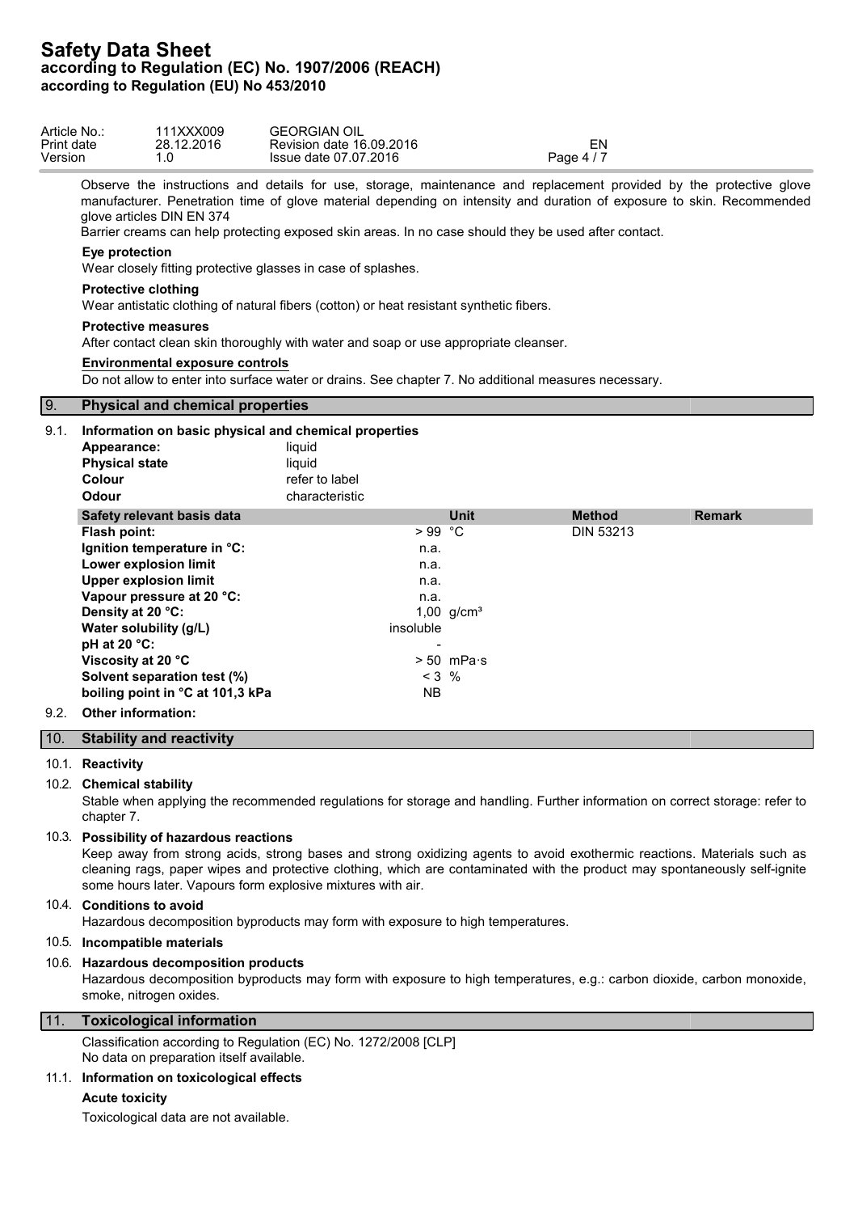Observe the instructions and details for use, storage, maintenance and replacement provided by the protective glove manufacturer. Penetration time of glove material depending on intensity and duration of exposure to skin. Recommended glove articles DIN EN 374

Barrier creams can help protecting exposed skin areas. In no case should they be used after contact.

**Eye protection**

Wear closely fitting protective glasses in case of splashes.

**Protective clothing**

Wear antistatic clothing of natural fibers (cotton) or heat resistant synthetic fibers.

**Protective measures**

After contact clean skin thoroughly with water and soap or use appropriate cleanser.

**Environmental exposure controls**

Do not allow to enter into surface water or drains. See chapter 7. No additional measures necessary.

## 9. Physical and chemical properties

### 9.1. Information on basic physical and chemical properties

| | |
|---|---|
| **Appearance:** | liquid |
| **Physical state** | liquid |
| **Colour** | refer to label |
| **Odour** | characteristic |

| Safety relevant basis data | | Unit | Method | Remark |
|---|---|---|---|---|
| **Flash point:** | > 99 | °C | DIN 53213 | |
| **Ignition temperature in °C:** | n.a. | | | |
| **Lower explosion limit** | n.a. | | | |
| **Upper explosion limit** | n.a. | | | |
| **Vapour pressure at 20 °C:** | n.a. | | | |
| **Density at 20 °C:** | 1,00 | g/cm³ | | |
| **Water solubility (g/L)** | insoluble | | | |
| **pH at 20 °C:** | - | | | |
| **Viscosity at 20 °C** | > 50 | mPa·s | | |
| **Solvent separation test (%)** | < 3 | % | | |
| **boiling point in °C at 101,3 kPa** | NB | | | |

### 9.2. Other information:

## 10. Stability and reactivity

### 10.1. Reactivity

### 10.2. Chemical stability

Stable when applying the recommended regulations for storage and handling. Further information on correct storage: refer to chapter 7.

### 10.3. Possibility of hazardous reactions

Keep away from strong acids, strong bases and strong oxidizing agents to avoid exothermic reactions. Materials such as cleaning rags, paper wipes and protective clothing, which are contaminated with the product may spontaneously self-ignite some hours later. Vapours form explosive mixtures with air.

### 10.4. Conditions to avoid

Hazardous decomposition byproducts may form with exposure to high temperatures.

### 10.5. Incompatible materials

### 10.6. Hazardous decomposition products

Hazardous decomposition byproducts may form with exposure to high temperatures, e.g.: carbon dioxide, carbon monoxide, smoke, nitrogen oxides.

## 11. Toxicological information

Classification according to Regulation (EC) No. 1272/2008 [CLP]
No data on preparation itself available.

### 11.1. Information on toxicological effects

**Acute toxicity**

Toxicological data are not available.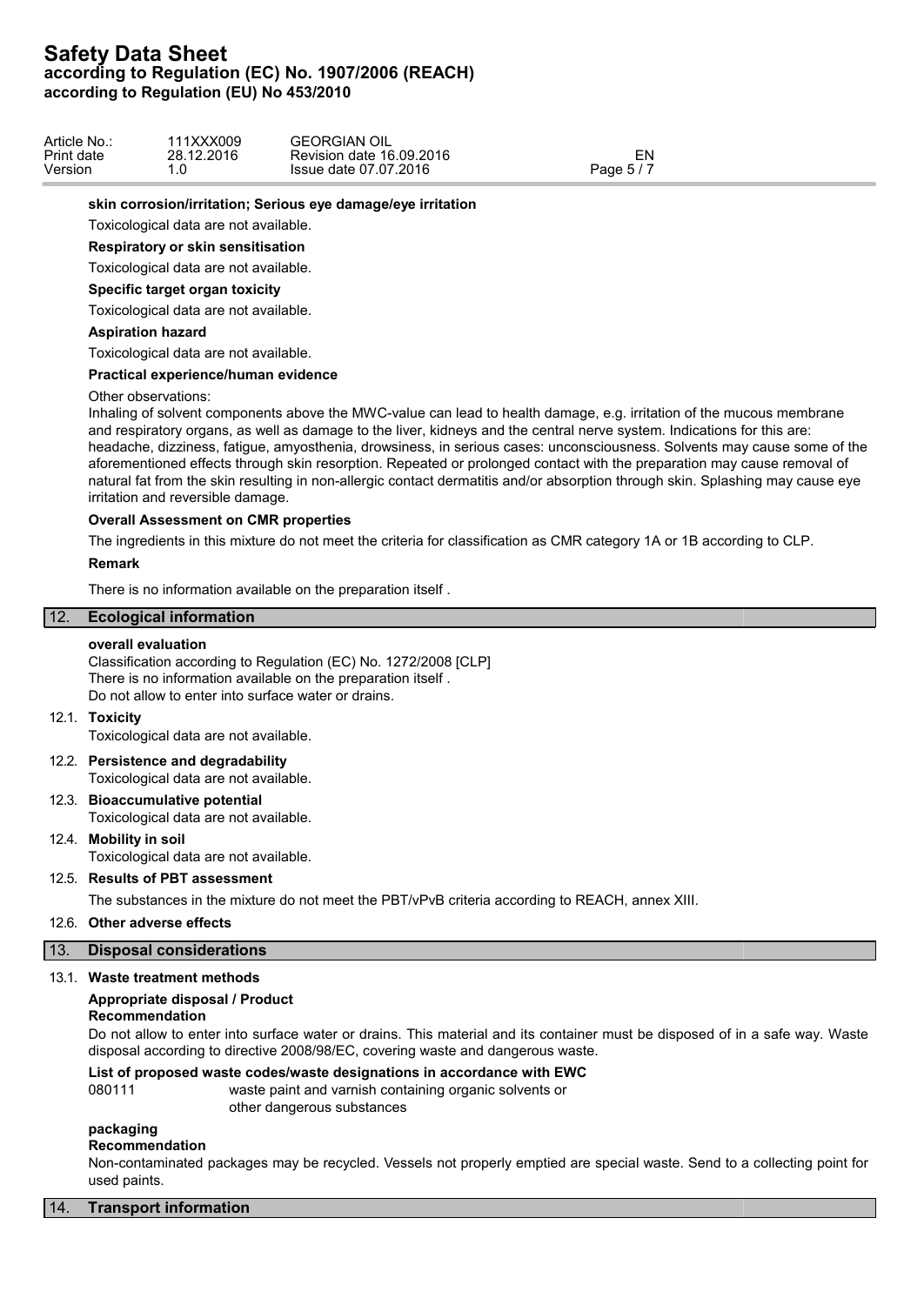**skin corrosion/irritation; Serious eye damage/eye irritation**

Toxicological data are not available.

**Respiratory or skin sensitisation**

Toxicological data are not available.

**Specific target organ toxicity**

Toxicological data are not available.

**Aspiration hazard**

Toxicological data are not available.

**Practical experience/human evidence**

Other observations:
Inhaling of solvent components above the MWC-value can lead to health damage, e.g. irritation of the mucous membrane and respiratory organs, as well as damage to the liver, kidneys and the central nerve system. Indications for this are: headache, dizziness, fatigue, amyosthenia, drowsiness, in serious cases: unconsciousness. Solvents may cause some of the aforementioned effects through skin resorption. Repeated or prolonged contact with the preparation may cause removal of natural fat from the skin resulting in non-allergic contact dermatitis and/or absorption through skin. Splashing may cause eye irritation and reversible damage.

**Overall Assessment on CMR properties**

The ingredients in this mixture do not meet the criteria for classification as CMR category 1A or 1B according to CLP.

**Remark**

There is no information available on the preparation itself .

## 12. Ecological information

**overall evaluation**

Classification according to Regulation (EC) No. 1272/2008 [CLP]
There is no information available on the preparation itself .
Do not allow to enter into surface water or drains.

### 12.1. Toxicity

Toxicological data are not available.

### 12.2. Persistence and degradability

Toxicological data are not available.

### 12.3. Bioaccumulative potential

Toxicological data are not available.

### 12.4. Mobility in soil

Toxicological data are not available.

### 12.5. Results of PBT assessment

The substances in the mixture do not meet the PBT/vPvB criteria according to REACH, annex XIII.

### 12.6. Other adverse effects

## 13. Disposal considerations

### 13.1. Waste treatment methods

**Appropriate disposal / Product**

**Recommendation**

Do not allow to enter into surface water or drains. This material and its container must be disposed of in a safe way. Waste disposal according to directive 2008/98/EC, covering waste and dangerous waste.

**List of proposed waste codes/waste designations in accordance with EWC**

080111 waste paint and varnish containing organic solvents or other dangerous substances

**packaging**

**Recommendation**

Non-contaminated packages may be recycled. Vessels not properly emptied are special waste. Send to a collecting point for used paints.

## 14. Transport information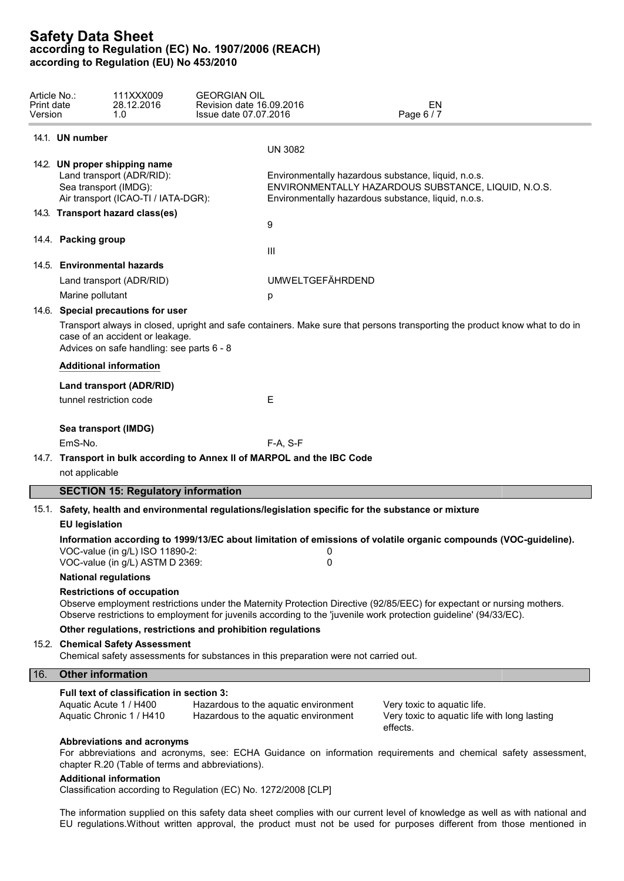14.1. **UN number**

UN 3082

14.2. **UN proper shipping name**

| | |
|---|---|
| Land transport (ADR/RID): | Environmentally hazardous substance, liquid, n.o.s. |
| Sea transport (IMDG): | ENVIRONMENTALLY HAZARDOUS SUBSTANCE, LIQUID, N.O.S. |
| Air transport (ICAO-TI / IATA-DGR): | Environmentally hazardous substance, liquid, n.o.s. |

14.3. **Transport hazard class(es)**

9

14.4. **Packing group**

III

14.5. **Environmental hazards**

| | |
|---|---|
| Land transport (ADR/RID) | UMWELTGEFÄHRDEND |
| Marine pollutant | p |

14.6. **Special precautions for user**

Transport always in closed, upright and safe containers. Make sure that persons transporting the product know what to do in case of an accident or leakage.
Advices on safe handling: see parts 6 - 8

**Additional information**

**Land transport (ADR/RID)**

| | |
|---|---|
| tunnel restriction code | E |

**Sea transport (IMDG)**

| | |
|---|---|
| EmS-No. | F-A, S-F |

14.7. **Transport in bulk according to Annex II of MARPOL and the IBC Code**

not applicable

## SECTION 15: Regulatory information

15.1. **Safety, health and environmental regulations/legislation specific for the substance or mixture**

**EU legislation**

**Information according to 1999/13/EC about limitation of emissions of volatile organic compounds (VOC-guideline).**

| | |
|---|---|
| VOC-value (in g/L) ISO 11890-2: | 0 |
| VOC-value (in g/L) ASTM D 2369: | 0 |

**National regulations**

**Restrictions of occupation**

Observe employment restrictions under the Maternity Protection Directive (92/85/EEC) for expectant or nursing mothers.
Observe restrictions to employment for juvenils according to the 'juvenile work protection guideline' (94/33/EC).

**Other regulations, restrictions and prohibition regulations**

15.2. **Chemical Safety Assessment**

Chemical safety assessments for substances in this preparation were not carried out.

## 16. Other information

**Full text of classification in section 3:**

| | | |
|---|---|---|
| Aquatic Acute 1 / H400 | Hazardous to the aquatic environment | Very toxic to aquatic life. |
| Aquatic Chronic 1 / H410 | Hazardous to the aquatic environment | Very toxic to aquatic life with long lasting effects. |

**Abbreviations and acronyms**

For abbreviations and acronyms, see: ECHA Guidance on information requirements and chemical safety assessment, chapter R.20 (Table of terms and abbreviations).

**Additional information**

Classification according to Regulation (EC) No. 1272/2008 [CLP]

The information supplied on this safety data sheet complies with our current level of knowledge as well as with national and EU regulations.Without written approval, the product must not be used for purposes different from those mentioned in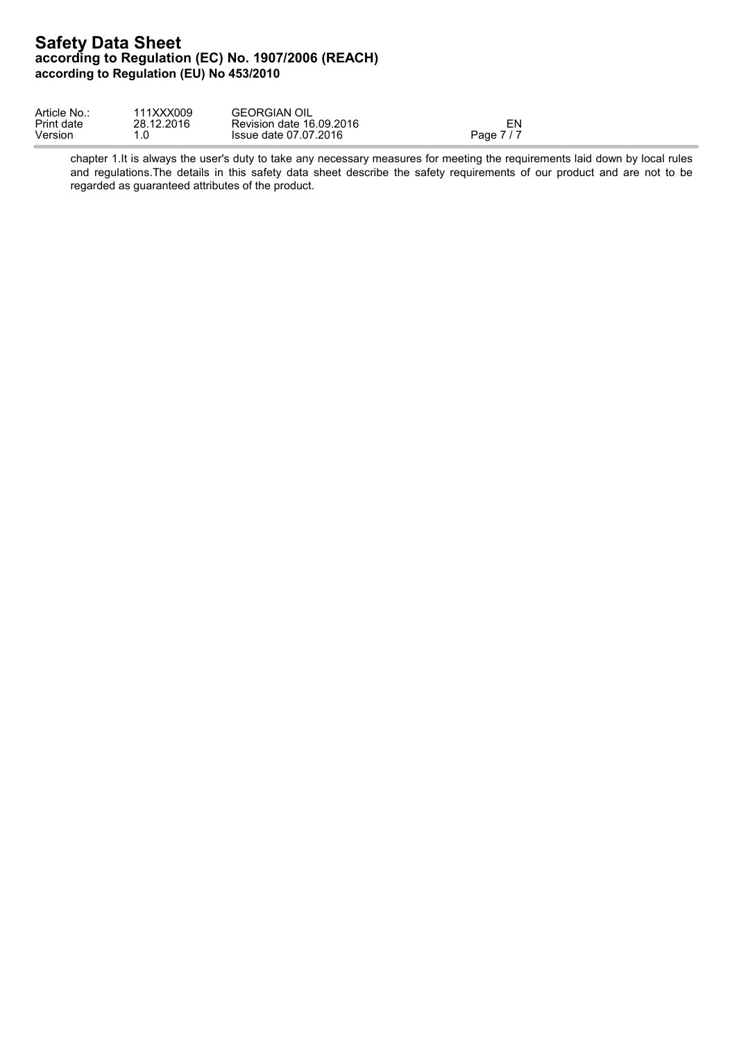chapter 1.It is always the user's duty to take any necessary measures for meeting the requirements laid down by local rules and regulations.The details in this safety data sheet describe the safety requirements of our product and are not to be regarded as guaranteed attributes of the product.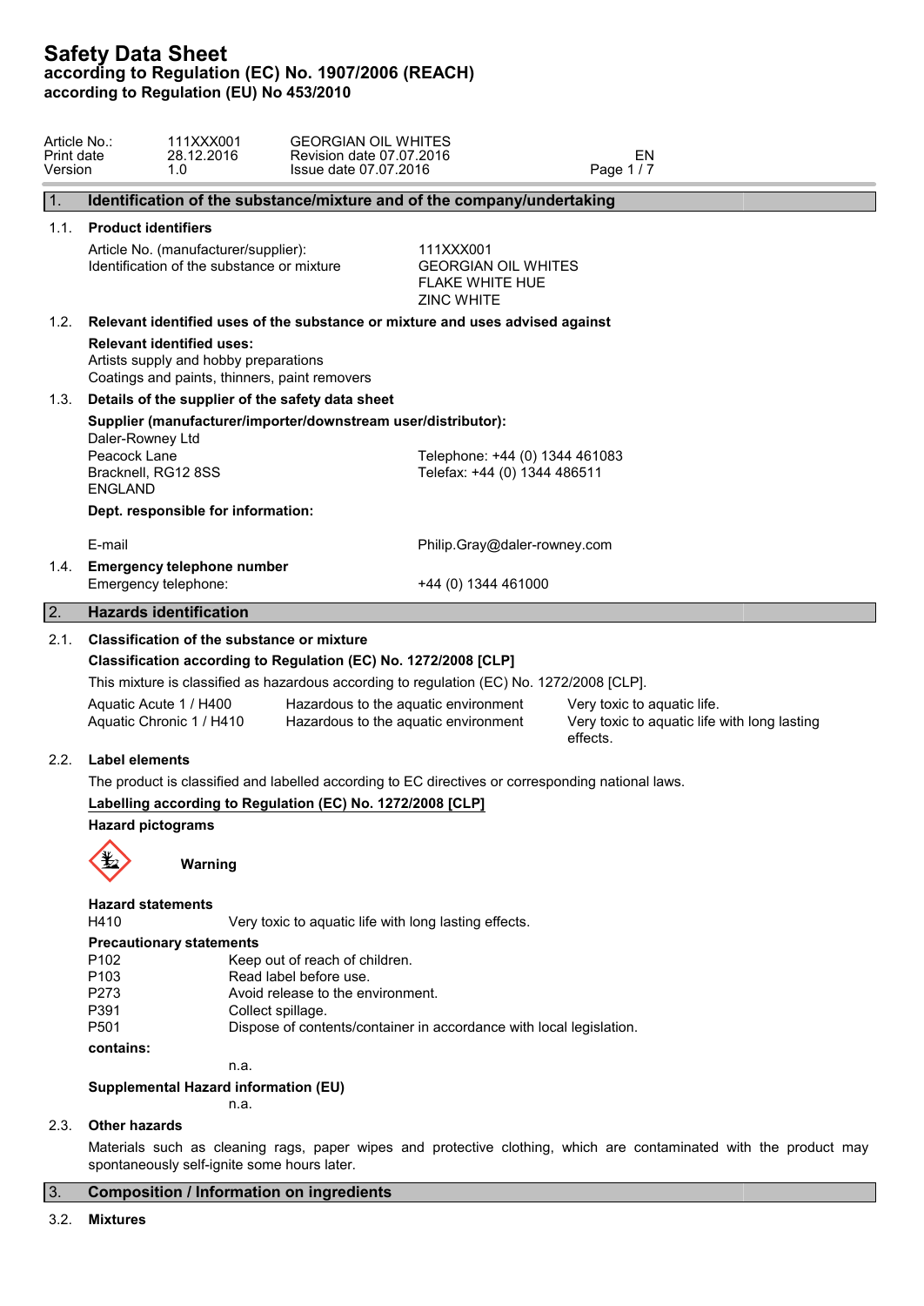# Safety Data Sheet
**according to Regulation (EC) No. 1907/2006 (REACH)**
**according to Regulation (EU) No 453/2010**

| | | | |
|---|---|---|---|
| Article No.: | 111XXX001 | GEORGIAN OIL WHITES | |
| Print date | 28.12.2016 | Revision date 07.07.2016 | EN |
| Version | 1.0 | Issue date 07.07.2016 | |

## 1. Identification of the substance/mixture and of the company/undertaking

### 1.1. Product identifiers

| | |
|---|---|
| Article No. (manufacturer/supplier): | 111XXX001 |
| Identification of the substance or mixture | GEORGIAN OIL WHITES<br>FLAKE WHITE HUE<br>ZINC WHITE |

### 1.2. Relevant identified uses of the substance or mixture and uses advised against

**Relevant identified uses:**
Artists supply and hobby preparations
Coatings and paints, thinners, paint removers

### 1.3. Details of the supplier of the safety data sheet

**Supplier (manufacturer/importer/downstream user/distributor):**

Daler-Rowney Ltd
Peacock Lane
Bracknell, RG12 8SS
ENGLAND

Telephone: +44 (0) 1344 461083
Telefax: +44 (0) 1344 486511

**Dept. responsible for information:**

E-mail: Philip.Gray@daler-rowney.com

### 1.4. Emergency telephone number

Emergency telephone: +44 (0) 1344 461000

## 2. Hazards identification

### 2.1. Classification of the substance or mixture

**Classification according to Regulation (EC) No. 1272/2008 [CLP]**

This mixture is classified as hazardous according to regulation (EC) No. 1272/2008 [CLP].

| | | |
|---|---|---|
| Aquatic Acute 1 / H400 | Hazardous to the aquatic environment | Very toxic to aquatic life. |
| Aquatic Chronic 1 / H410 | Hazardous to the aquatic environment | Very toxic to aquatic life with long lasting effects. |

### 2.2. Label elements

The product is classified and labelled according to EC directives or corresponding national laws.

**Labelling according to Regulation (EC) No. 1272/2008 [CLP]**

**Hazard pictograms**

**Warning**

**Hazard statements**

H410 Very toxic to aquatic life with long lasting effects.

**Precautionary statements**

| | |
|---|---|
| P102 | Keep out of reach of children. |
| P103 | Read label before use. |
| P273 | Avoid release to the environment. |
| P391 | Collect spillage. |
| P501 | Dispose of contents/container in accordance with local legislation. |

**contains:**

n.a.

**Supplemental Hazard information (EU)**

n.a.

### 2.3. Other hazards

Materials such as cleaning rags, paper wipes and protective clothing, which are contaminated with the product may spontaneously self-ignite some hours later.

## 3. Composition / Information on ingredients

### 3.2. Mixtures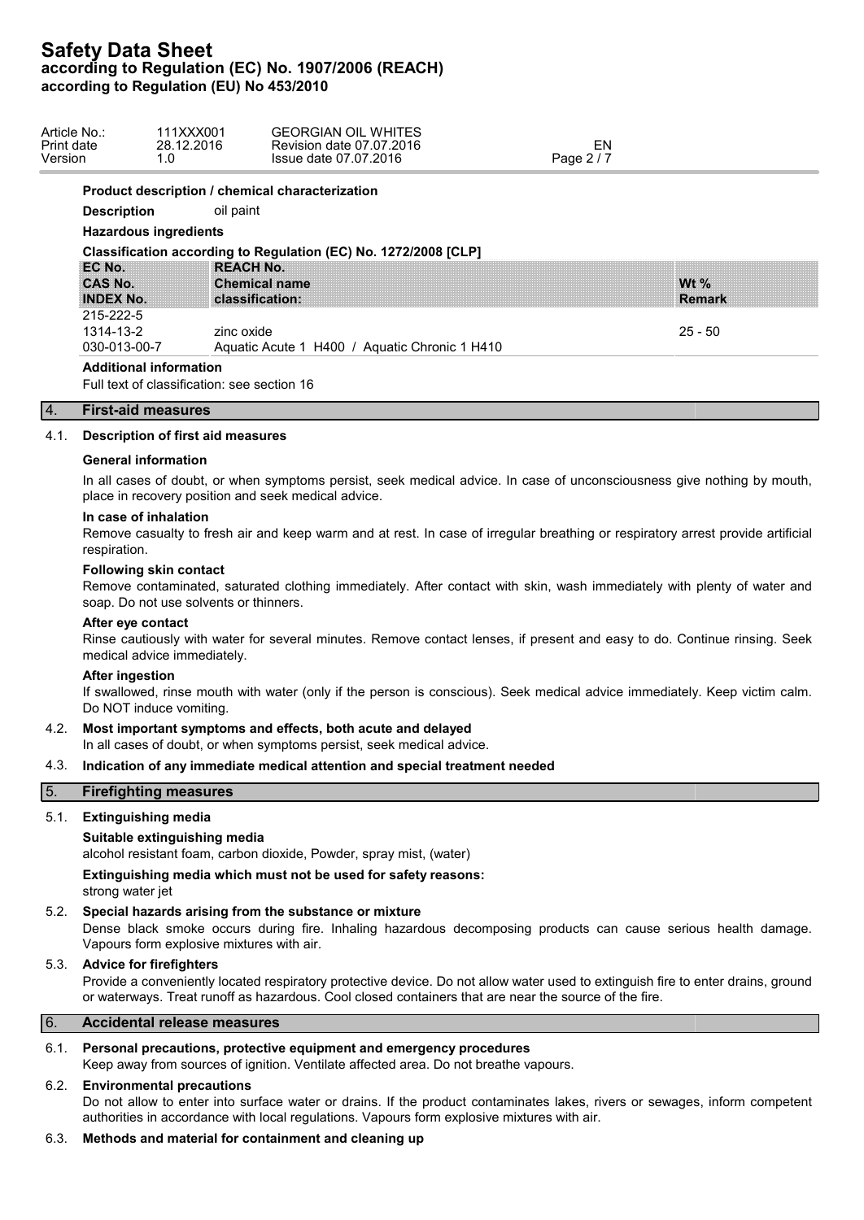**Product description / chemical characterization**

**Description** oil paint

**Hazardous ingredients**

**Classification according to Regulation (EC) No. 1272/2008 [CLP]**

| EC No.<br>CAS No.<br>INDEX No. | REACH No.<br>Chemical name<br>classification: | Wt %<br>Remark |
|---|---|---|
| 215-222-5<br>1314-13-2<br>030-013-00-7 | zinc oxide<br>Aquatic Acute 1 H400 / Aquatic Chronic 1 H410 | 25 - 50 |

**Additional information**

Full text of classification: see section 16

## 4. First-aid measures

### 4.1. Description of first aid measures

**General information**

In all cases of doubt, or when symptoms persist, seek medical advice. In case of unconsciousness give nothing by mouth, place in recovery position and seek medical advice.

**In case of inhalation**

Remove casualty to fresh air and keep warm and at rest. In case of irregular breathing or respiratory arrest provide artificial respiration.

**Following skin contact**

Remove contaminated, saturated clothing immediately. After contact with skin, wash immediately with plenty of water and soap. Do not use solvents or thinners.

**After eye contact**

Rinse cautiously with water for several minutes. Remove contact lenses, if present and easy to do. Continue rinsing. Seek medical advice immediately.

**After ingestion**

If swallowed, rinse mouth with water (only if the person is conscious). Seek medical advice immediately. Keep victim calm. Do NOT induce vomiting.

### 4.2. Most important symptoms and effects, both acute and delayed

In all cases of doubt, or when symptoms persist, seek medical advice.

### 4.3. Indication of any immediate medical attention and special treatment needed

## 5. Firefighting measures

### 5.1. Extinguishing media

**Suitable extinguishing media**

alcohol resistant foam, carbon dioxide, Powder, spray mist, (water)

**Extinguishing media which must not be used for safety reasons:**

strong water jet

### 5.2. Special hazards arising from the substance or mixture

Dense black smoke occurs during fire. Inhaling hazardous decomposing products can cause serious health damage. Vapours form explosive mixtures with air.

### 5.3. Advice for firefighters

Provide a conveniently located respiratory protective device. Do not allow water used to extinguish fire to enter drains, ground or waterways. Treat runoff as hazardous. Cool closed containers that are near the source of the fire.

## 6. Accidental release measures

### 6.1. Personal precautions, protective equipment and emergency procedures

Keep away from sources of ignition. Ventilate affected area. Do not breathe vapours.

### 6.2. Environmental precautions

Do not allow to enter into surface water or drains. If the product contaminates lakes, rivers or sewages, inform competent authorities in accordance with local regulations. Vapours form explosive mixtures with air.

### 6.3. Methods and material for containment and cleaning up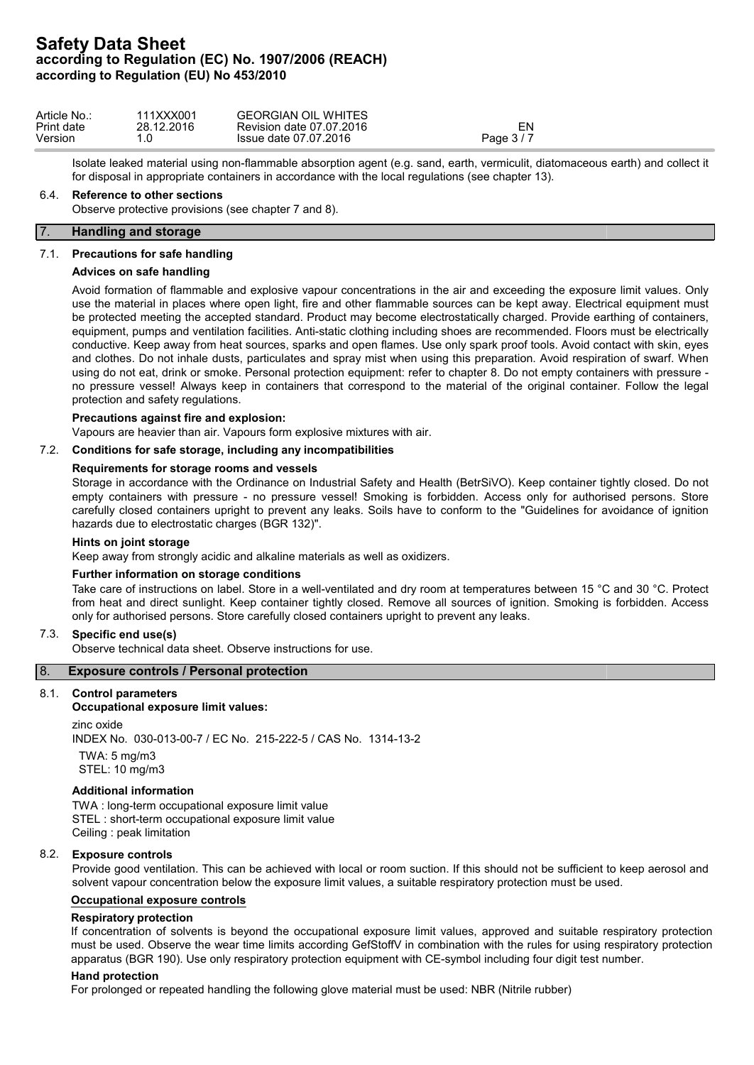Isolate leaked material using non-flammable absorption agent (e.g. sand, earth, vermiculit, diatomaceous earth) and collect it for disposal in appropriate containers in accordance with the local regulations (see chapter 13).

### 6.4. Reference to other sections

Observe protective provisions (see chapter 7 and 8).

## 7. Handling and storage

### 7.1. Precautions for safe handling

**Advices on safe handling**

Avoid formation of flammable and explosive vapour concentrations in the air and exceeding the exposure limit values. Only use the material in places where open light, fire and other flammable sources can be kept away. Electrical equipment must be protected meeting the accepted standard. Product may become electrostatically charged. Provide earthing of containers, equipment, pumps and ventilation facilities. Anti-static clothing including shoes are recommended. Floors must be electrically conductive. Keep away from heat sources, sparks and open flames. Use only spark proof tools. Avoid contact with skin, eyes and clothes. Do not inhale dusts, particulates and spray mist when using this preparation. Avoid respiration of swarf. When using do not eat, drink or smoke. Personal protection equipment: refer to chapter 8. Do not empty containers with pressure - no pressure vessel! Always keep in containers that correspond to the material of the original container. Follow the legal protection and safety regulations.

**Precautions against fire and explosion:**

Vapours are heavier than air. Vapours form explosive mixtures with air.

### 7.2. Conditions for safe storage, including any incompatibilities

**Requirements for storage rooms and vessels**

Storage in accordance with the Ordinance on Industrial Safety and Health (BetrSiVO). Keep container tightly closed. Do not empty containers with pressure - no pressure vessel! Smoking is forbidden. Access only for authorised persons. Store carefully closed containers upright to prevent any leaks. Soils have to conform to the "Guidelines for avoidance of ignition hazards due to electrostatic charges (BGR 132)".

**Hints on joint storage**

Keep away from strongly acidic and alkaline materials as well as oxidizers.

**Further information on storage conditions**

Take care of instructions on label. Store in a well-ventilated and dry room at temperatures between 15 °C and 30 °C. Protect from heat and direct sunlight. Keep container tightly closed. Remove all sources of ignition. Smoking is forbidden. Access only for authorised persons. Store carefully closed containers upright to prevent any leaks.

### 7.3. Specific end use(s)

Observe technical data sheet. Observe instructions for use.

## 8. Exposure controls / Personal protection

### 8.1. Control parameters

**Occupational exposure limit values:**

zinc oxide

INDEX No. 030-013-00-7 / EC No. 215-222-5 / CAS No. 1314-13-2

TWA: 5 mg/m3
STEL: 10 mg/m3

**Additional information**

TWA : long-term occupational exposure limit value
STEL : short-term occupational exposure limit value
Ceiling : peak limitation

### 8.2. Exposure controls

Provide good ventilation. This can be achieved with local or room suction. If this should not be sufficient to keep aerosol and solvent vapour concentration below the exposure limit values, a suitable respiratory protection must be used.

**Occupational exposure controls**

**Respiratory protection**

If concentration of solvents is beyond the occupational exposure limit values, approved and suitable respiratory protection must be used. Observe the wear time limits according GefStoffV in combination with the rules for using respiratory protection apparatus (BGR 190). Use only respiratory protection equipment with CE-symbol including four digit test number.

**Hand protection**

For prolonged or repeated handling the following glove material must be used: NBR (Nitrile rubber)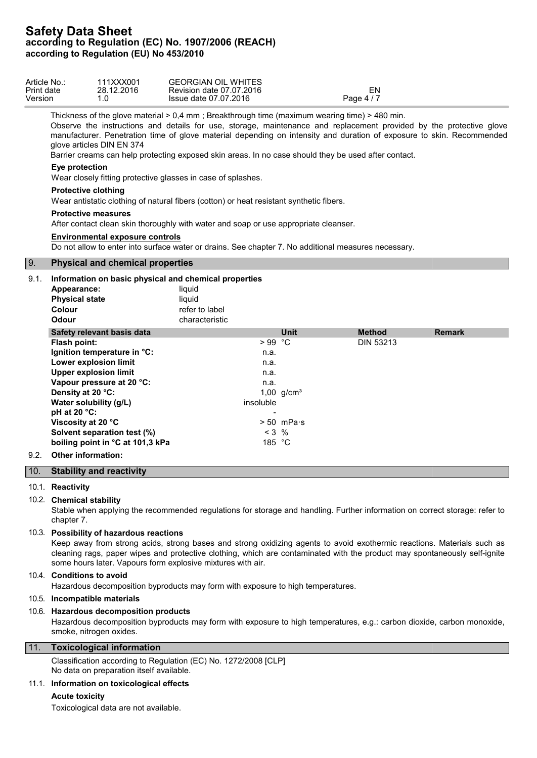Thickness of the glove material > 0,4 mm ; Breakthrough time (maximum wearing time) > 480 min.

Observe the instructions and details for use, storage, maintenance and replacement provided by the protective glove manufacturer. Penetration time of glove material depending on intensity and duration of exposure to skin. Recommended glove articles DIN EN 374

Barrier creams can help protecting exposed skin areas. In no case should they be used after contact.

**Eye protection**

Wear closely fitting protective glasses in case of splashes.

**Protective clothing**

Wear antistatic clothing of natural fibers (cotton) or heat resistant synthetic fibers.

**Protective measures**

After contact clean skin thoroughly with water and soap or use appropriate cleanser.

**Environmental exposure controls**

Do not allow to enter into surface water or drains. See chapter 7. No additional measures necessary.

## 9. Physical and chemical properties

### 9.1. Information on basic physical and chemical properties

| | |
|---|---|
| **Appearance:** | liquid |
| **Physical state** | liquid |
| **Colour** | refer to label |
| **Odour** | characteristic |

| Safety relevant basis data | | Unit | Method | Remark |
|---|---|---|---|---|
| **Flash point:** | > 99 | °C | DIN 53213 | |
| **Ignition temperature in °C:** | n.a. | | | |
| **Lower explosion limit** | n.a. | | | |
| **Upper explosion limit** | n.a. | | | |
| **Vapour pressure at 20 °C:** | n.a. | | | |
| **Density at 20 °C:** | 1,00 | g/cm³ | | |
| **Water solubility (g/L)** | insoluble | | | |
| **pH at 20 °C:** | - | | | |
| **Viscosity at 20 °C** | > 50 | mPa·s | | |
| **Solvent separation test (%)** | < 3 | % | | |
| **boiling point in °C at 101,3 kPa** | 185 | °C | | |

### 9.2. Other information:

## 10. Stability and reactivity

### 10.1. Reactivity

### 10.2. Chemical stability

Stable when applying the recommended regulations for storage and handling. Further information on correct storage: refer to chapter 7.

### 10.3. Possibility of hazardous reactions

Keep away from strong acids, strong bases and strong oxidizing agents to avoid exothermic reactions. Materials such as cleaning rags, paper wipes and protective clothing, which are contaminated with the product may spontaneously self-ignite some hours later. Vapours form explosive mixtures with air.

### 10.4. Conditions to avoid

Hazardous decomposition byproducts may form with exposure to high temperatures.

### 10.5. Incompatible materials

### 10.6. Hazardous decomposition products

Hazardous decomposition byproducts may form with exposure to high temperatures, e.g.: carbon dioxide, carbon monoxide, smoke, nitrogen oxides.

## 11. Toxicological information

Classification according to Regulation (EC) No. 1272/2008 [CLP]
No data on preparation itself available.

### 11.1. Information on toxicological effects

**Acute toxicity**

Toxicological data are not available.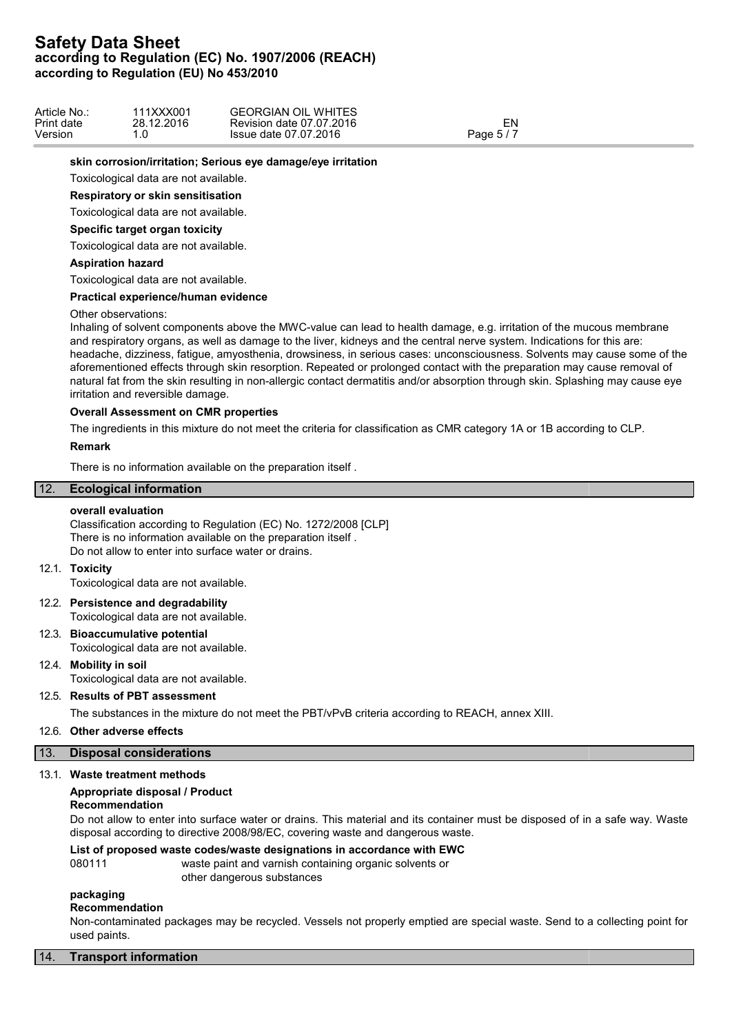**skin corrosion/irritation; Serious eye damage/eye irritation**

Toxicological data are not available.

**Respiratory or skin sensitisation**

Toxicological data are not available.

**Specific target organ toxicity**

Toxicological data are not available.

**Aspiration hazard**

Toxicological data are not available.

**Practical experience/human evidence**

Other observations:
Inhaling of solvent components above the MWC-value can lead to health damage, e.g. irritation of the mucous membrane and respiratory organs, as well as damage to the liver, kidneys and the central nerve system. Indications for this are: headache, dizziness, fatigue, amyosthenia, drowsiness, in serious cases: unconsciousness. Solvents may cause some of the aforementioned effects through skin resorption. Repeated or prolonged contact with the preparation may cause removal of natural fat from the skin resulting in non-allergic contact dermatitis and/or absorption through skin. Splashing may cause eye irritation and reversible damage.

**Overall Assessment on CMR properties**

The ingredients in this mixture do not meet the criteria for classification as CMR category 1A or 1B according to CLP.

**Remark**

There is no information available on the preparation itself .

## 12. Ecological information

**overall evaluation**

Classification according to Regulation (EC) No. 1272/2008 [CLP]
There is no information available on the preparation itself .
Do not allow to enter into surface water or drains.

### 12.1. Toxicity

Toxicological data are not available.

### 12.2. Persistence and degradability

Toxicological data are not available.

### 12.3. Bioaccumulative potential

Toxicological data are not available.

### 12.4. Mobility in soil

Toxicological data are not available.

### 12.5. Results of PBT assessment

The substances in the mixture do not meet the PBT/vPvB criteria according to REACH, annex XIII.

### 12.6. Other adverse effects

## 13. Disposal considerations

### 13.1. Waste treatment methods

**Appropriate disposal / Product**
**Recommendation**

Do not allow to enter into surface water or drains. This material and its container must be disposed of in a safe way. Waste disposal according to directive 2008/98/EC, covering waste and dangerous waste.

**List of proposed waste codes/waste designations in accordance with EWC**

080111 waste paint and varnish containing organic solvents or other dangerous substances

**packaging**
**Recommendation**

Non-contaminated packages may be recycled. Vessels not properly emptied are special waste. Send to a collecting point for used paints.

## 14. Transport information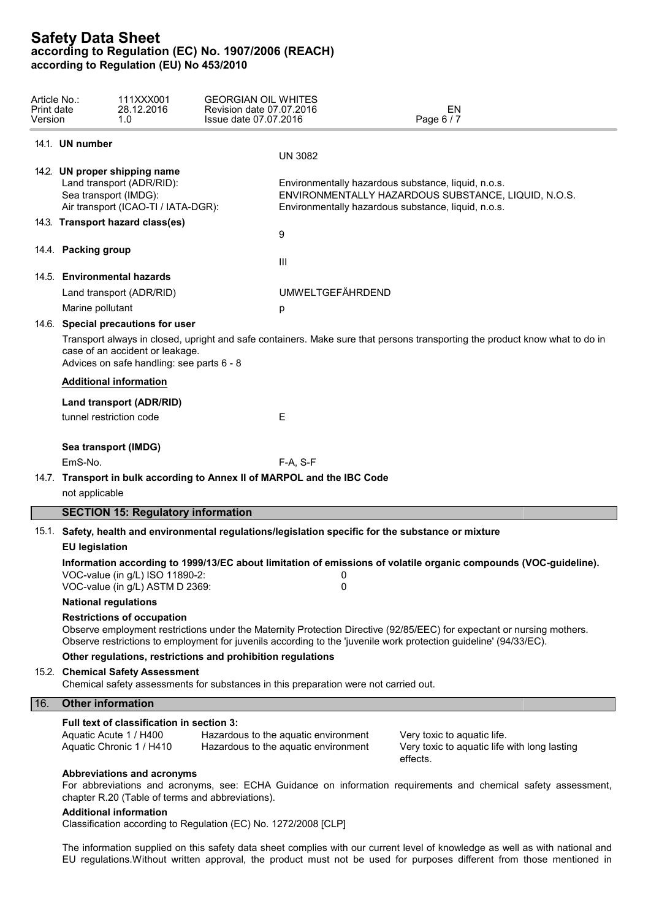**14.1. UN number**

UN 3082

**14.2. UN proper shipping name**

| | |
|---|---|
| Land transport (ADR/RID): | Environmentally hazardous substance, liquid, n.o.s. |
| Sea transport (IMDG): | ENVIRONMENTALLY HAZARDOUS SUBSTANCE, LIQUID, N.O.S. |
| Air transport (ICAO-TI / IATA-DGR): | Environmentally hazardous substance, liquid, n.o.s. |

**14.3. Transport hazard class(es)**

9

**14.4. Packing group**

III

**14.5. Environmental hazards**

| | |
|---|---|
| Land transport (ADR/RID) | UMWELTGEFÄHRDEND |
| Marine pollutant | p |

**14.6. Special precautions for user**

Transport always in closed, upright and safe containers. Make sure that persons transporting the product know what to do in case of an accident or leakage.
Advices on safe handling: see parts 6 - 8

**Additional information**

**Land transport (ADR/RID)**

tunnel restriction code: E

**Sea transport (IMDG)**

EmS-No.: F-A, S-F

**14.7. Transport in bulk according to Annex II of MARPOL and the IBC Code**

not applicable

## SECTION 15: Regulatory information

**15.1. Safety, health and environmental regulations/legislation specific for the substance or mixture**

**EU legislation**

**Information according to 1999/13/EC about limitation of emissions of volatile organic compounds (VOC-guideline).**

| | |
|---|---|
| VOC-value (in g/L) ISO 11890-2: | 0 |
| VOC-value (in g/L) ASTM D 2369: | 0 |

**National regulations**

**Restrictions of occupation**

Observe employment restrictions under the Maternity Protection Directive (92/85/EEC) for expectant or nursing mothers.
Observe restrictions to employment for juveniles according to the 'juvenile work protection guideline' (94/33/EC).

**Other regulations, restrictions and prohibition regulations**

**15.2. Chemical Safety Assessment**

Chemical safety assessments for substances in this preparation were not carried out.

## 16. Other information

**Full text of classification in section 3:**

| | | |
|---|---|---|
| Aquatic Acute 1 / H400 | Hazardous to the aquatic environment | Very toxic to aquatic life. |
| Aquatic Chronic 1 / H410 | Hazardous to the aquatic environment | Very toxic to aquatic life with long lasting effects. |

**Abbreviations and acronyms**

For abbreviations and acronyms, see: ECHA Guidance on information requirements and chemical safety assessment, chapter R.20 (Table of terms and abbreviations).

**Additional information**

Classification according to Regulation (EC) No. 1272/2008 [CLP]

The information supplied on this safety data sheet complies with our current level of knowledge as well as with national and EU regulations.Without written approval, the product must not be used for purposes different from those mentioned in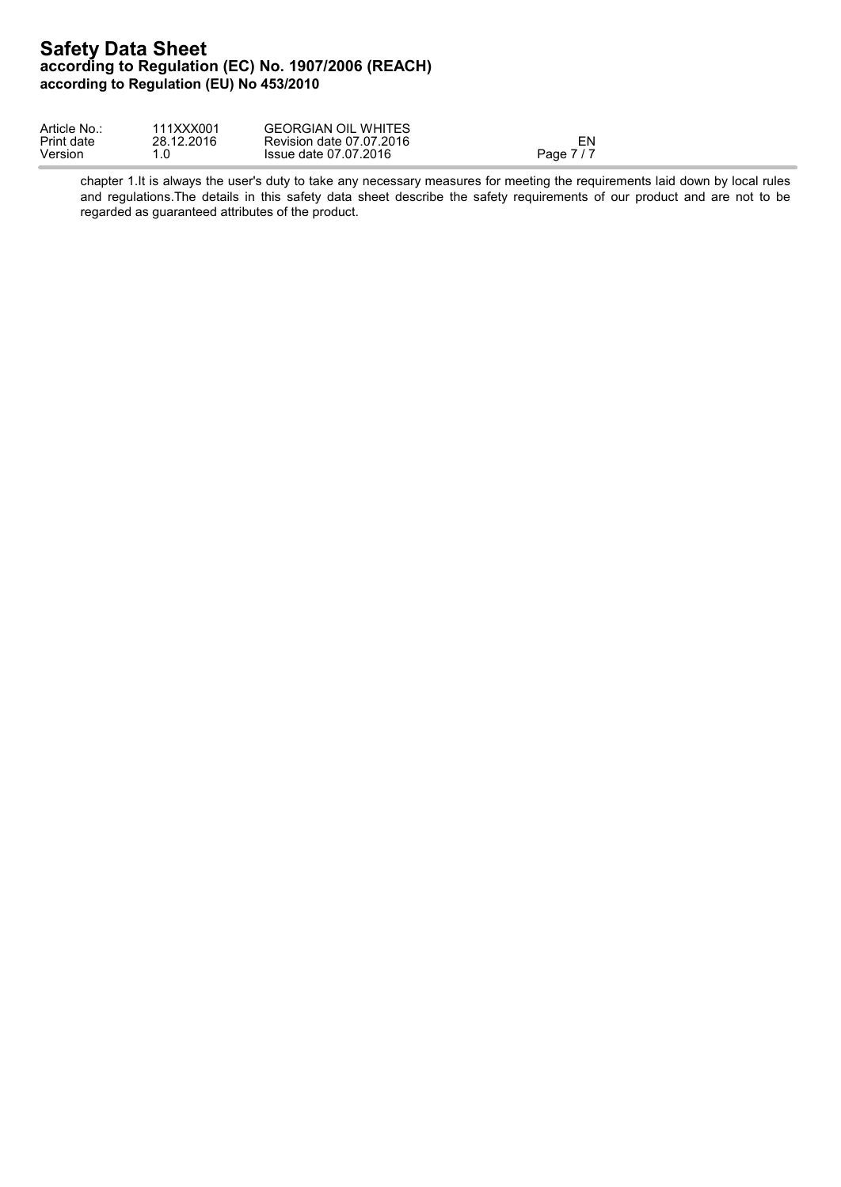chapter 1.It is always the user's duty to take any necessary measures for meeting the requirements laid down by local rules and regulations.The details in this safety data sheet describe the safety requirements of our product and are not to be regarded as guaranteed attributes of the product.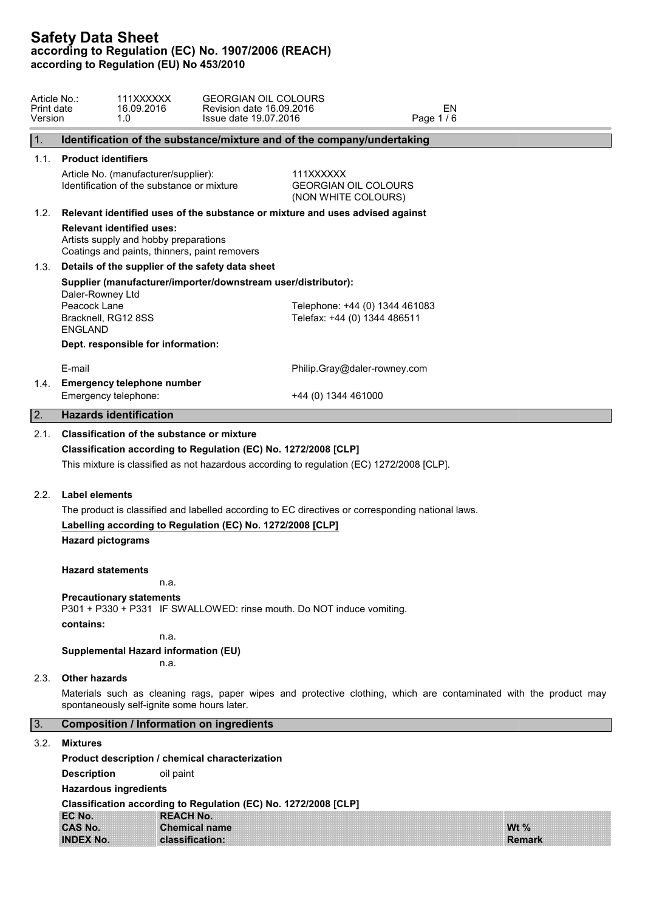# Safety Data Sheet
**according to Regulation (EC) No. 1907/2006 (REACH)**
**according to Regulation (EU) No 453/2010**

| Article No.: | 111XXXXXX | GEORGIAN OIL COLOURS | |
|---|---|---|---|
| Print date | 16.09.2016 | Revision date 16.09.2016 | EN |
| Version | 1.0 | Issue date 19.07.2016 | |

## 1. Identification of the substance/mixture and of the company/undertaking

### 1.1. Product identifiers

| | |
|---|---|
| Article No. (manufacturer/supplier): | 111XXXXXX |
| Identification of the substance or mixture | GEORGIAN OIL COLOURS (NON WHITE COLOURS) |

### 1.2. Relevant identified uses of the substance or mixture and uses advised against

**Relevant identified uses:**
Artists supply and hobby preparations
Coatings and paints, thinners, paint removers

### 1.3. Details of the supplier of the safety data sheet

**Supplier (manufacturer/importer/downstream user/distributor):**

Daler-Rowney Ltd
Peacock Lane
Bracknell, RG12 8SS
ENGLAND

Telephone: +44 (0) 1344 461083
Telefax: +44 (0) 1344 486511

**Dept. responsible for information:**

E-mail: Philip.Gray@daler-rowney.com

### 1.4. Emergency telephone number

Emergency telephone: +44 (0) 1344 461000

## 2. Hazards identification

### 2.1. Classification of the substance or mixture

**Classification according to Regulation (EC) No. 1272/2008 [CLP]**

This mixture is classified as not hazardous according to regulation (EC) 1272/2008 [CLP].

### 2.2. Label elements

The product is classified and labelled according to EC directives or corresponding national laws.

**Labelling according to Regulation (EC) No. 1272/2008 [CLP]**

**Hazard pictograms**

**Hazard statements**

n.a.

**Precautionary statements**

P301 + P330 + P331 IF SWALLOWED: rinse mouth. Do NOT induce vomiting.

**contains:**

n.a.

**Supplemental Hazard information (EU)**

n.a.

### 2.3. Other hazards

Materials such as cleaning rags, paper wipes and protective clothing, which are contaminated with the product may spontaneously self-ignite some hours later.

## 3. Composition / Information on ingredients

### 3.2. Mixtures

**Product description / chemical characterization**

**Description** oil paint

**Hazardous ingredients**

**Classification according to Regulation (EC) No. 1272/2008 [CLP]**

| EC No. / CAS No. / INDEX No. | REACH No. / Chemical name / classification: | Wt % / Remark |
|---|---|---|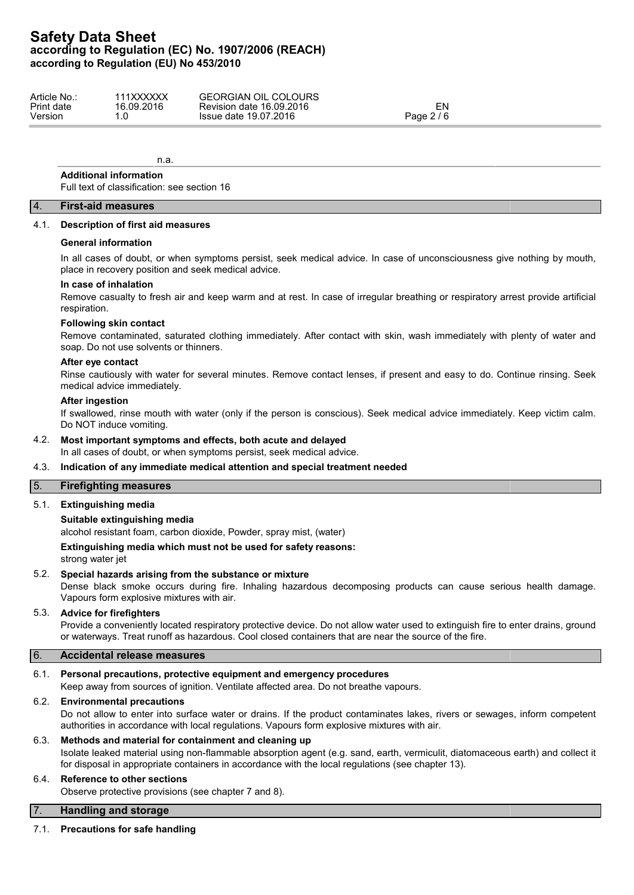n.a.

**Additional information**

Full text of classification: see section 16

## 4. First-aid measures

### 4.1. Description of first aid measures

**General information**

In all cases of doubt, or when symptoms persist, seek medical advice. In case of unconsciousness give nothing by mouth, place in recovery position and seek medical advice.

**In case of inhalation**

Remove casualty to fresh air and keep warm and at rest. In case of irregular breathing or respiratory arrest provide artificial respiration.

**Following skin contact**

Remove contaminated, saturated clothing immediately. After contact with skin, wash immediately with plenty of water and soap. Do not use solvents or thinners.

**After eye contact**

Rinse cautiously with water for several minutes. Remove contact lenses, if present and easy to do. Continue rinsing. Seek medical advice immediately.

**After ingestion**

If swallowed, rinse mouth with water (only if the person is conscious). Seek medical advice immediately. Keep victim calm. Do NOT induce vomiting.

### 4.2. Most important symptoms and effects, both acute and delayed

In all cases of doubt, or when symptoms persist, seek medical advice.

### 4.3. Indication of any immediate medical attention and special treatment needed

## 5. Firefighting measures

### 5.1. Extinguishing media

**Suitable extinguishing media**

alcohol resistant foam, carbon dioxide, Powder, spray mist, (water)

**Extinguishing media which must not be used for safety reasons:**

strong water jet

### 5.2. Special hazards arising from the substance or mixture

Dense black smoke occurs during fire. Inhaling hazardous decomposing products can cause serious health damage. Vapours form explosive mixtures with air.

### 5.3. Advice for firefighters

Provide a conveniently located respiratory protective device. Do not allow water used to extinguish fire to enter drains, ground or waterways. Treat runoff as hazardous. Cool closed containers that are near the source of the fire.

## 6. Accidental release measures

### 6.1. Personal precautions, protective equipment and emergency procedures

Keep away from sources of ignition. Ventilate affected area. Do not breathe vapours.

### 6.2. Environmental precautions

Do not allow to enter into surface water or drains. If the product contaminates lakes, rivers or sewages, inform competent authorities in accordance with local regulations. Vapours form explosive mixtures with air.

### 6.3. Methods and material for containment and cleaning up

Isolate leaked material using non-flammable absorption agent (e.g. sand, earth, vermiculit, diatomaceous earth) and collect it for disposal in appropriate containers in accordance with the local regulations (see chapter 13).

### 6.4. Reference to other sections

Observe protective provisions (see chapter 7 and 8).

## 7. Handling and storage

### 7.1. Precautions for safe handling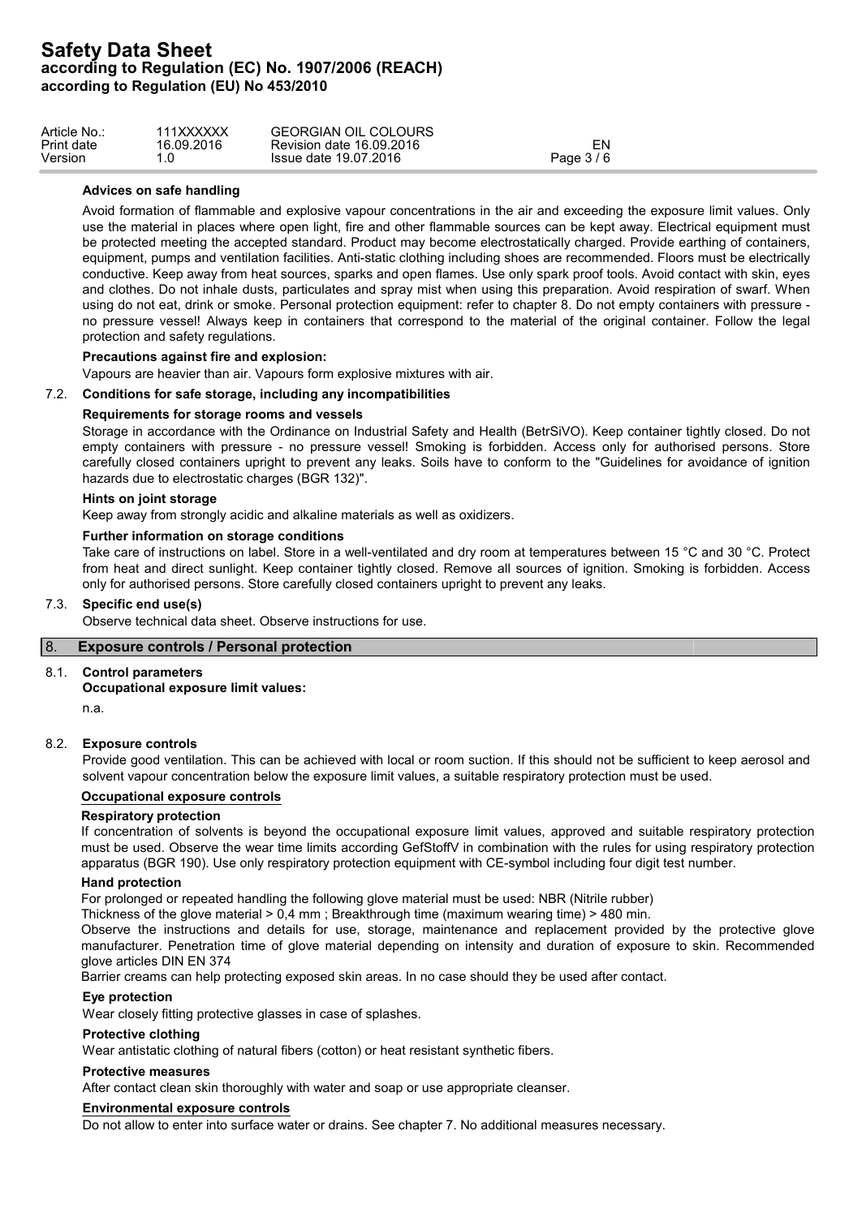**Advices on safe handling**

Avoid formation of flammable and explosive vapour concentrations in the air and exceeding the exposure limit values. Only use the material in places where open light, fire and other flammable sources can be kept away. Electrical equipment must be protected meeting the accepted standard. Product may become electrostatically charged. Provide earthing of containers, equipment, pumps and ventilation facilities. Anti-static clothing including shoes are recommended. Floors must be electrically conductive. Keep away from heat sources, sparks and open flames. Use only spark proof tools. Avoid contact with skin, eyes and clothes. Do not inhale dusts, particulates and spray mist when using this preparation. Avoid respiration of swarf. When using do not eat, drink or smoke. Personal protection equipment: refer to chapter 8. Do not empty containers with pressure - no pressure vessel! Always keep in containers that correspond to the material of the original container. Follow the legal protection and safety regulations.

**Precautions against fire and explosion:**

Vapours are heavier than air. Vapours form explosive mixtures with air.

### 7.2. Conditions for safe storage, including any incompatibilities

**Requirements for storage rooms and vessels**

Storage in accordance with the Ordinance on Industrial Safety and Health (BetrSiVO). Keep container tightly closed. Do not empty containers with pressure - no pressure vessel! Smoking is forbidden. Access only for authorised persons. Store carefully closed containers upright to prevent any leaks. Soils have to conform to the "Guidelines for avoidance of ignition hazards due to electrostatic charges (BGR 132)".

**Hints on joint storage**

Keep away from strongly acidic and alkaline materials as well as oxidizers.

**Further information on storage conditions**

Take care of instructions on label. Store in a well-ventilated and dry room at temperatures between 15 °C and 30 °C. Protect from heat and direct sunlight. Keep container tightly closed. Remove all sources of ignition. Smoking is forbidden. Access only for authorised persons. Store carefully closed containers upright to prevent any leaks.

### 7.3. Specific end use(s)

Observe technical data sheet. Observe instructions for use.

## 8. Exposure controls / Personal protection

### 8.1. Control parameters

**Occupational exposure limit values:**

n.a.

### 8.2. Exposure controls

Provide good ventilation. This can be achieved with local or room suction. If this should not be sufficient to keep aerosol and solvent vapour concentration below the exposure limit values, a suitable respiratory protection must be used.

**Occupational exposure controls**

**Respiratory protection**

If concentration of solvents is beyond the occupational exposure limit values, approved and suitable respiratory protection must be used. Observe the wear time limits according GefStoffV in combination with the rules for using respiratory protection apparatus (BGR 190). Use only respiratory protection equipment with CE-symbol including four digit test number.

**Hand protection**

For prolonged or repeated handling the following glove material must be used: NBR (Nitrile rubber)

Thickness of the glove material > 0,4 mm ; Breakthrough time (maximum wearing time) > 480 min.

Observe the instructions and details for use, storage, maintenance and replacement provided by the protective glove manufacturer. Penetration time of glove material depending on intensity and duration of exposure to skin. Recommended glove articles DIN EN 374

Barrier creams can help protecting exposed skin areas. In no case should they be used after contact.

**Eye protection**

Wear closely fitting protective glasses in case of splashes.

**Protective clothing**

Wear antistatic clothing of natural fibers (cotton) or heat resistant synthetic fibers.

**Protective measures**

After contact clean skin thoroughly with water and soap or use appropriate cleanser.

**Environmental exposure controls**

Do not allow to enter into surface water or drains. See chapter 7. No additional measures necessary.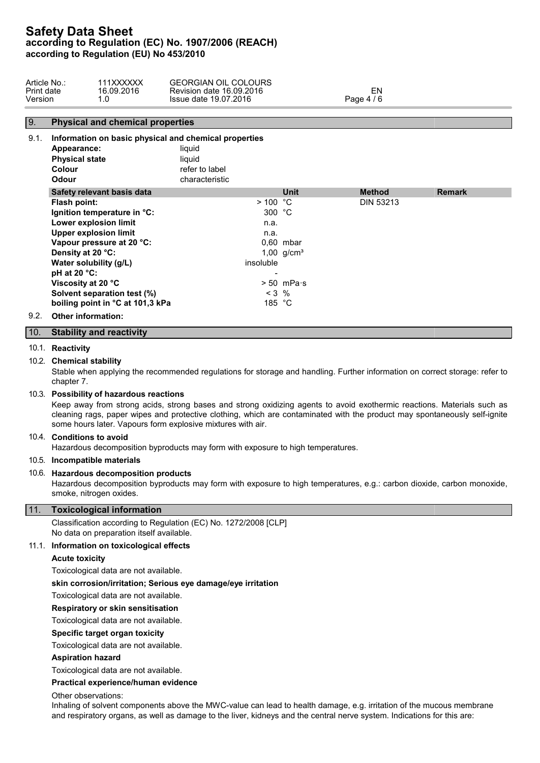## 9. Physical and chemical properties

### 9.1. Information on basic physical and chemical properties

**Appearance:** liquid
**Physical state** liquid
**Colour** refer to label
**Odour** characteristic

| Safety relevant basis data | | Unit | Method | Remark |
|---|---|---|---|---|
| **Flash point:** | > 100 | °C | DIN 53213 | |
| **Ignition temperature in °C:** | 300 | °C | | |
| **Lower explosion limit** | n.a. | | | |
| **Upper explosion limit** | n.a. | | | |
| **Vapour pressure at 20 °C:** | 0,60 | mbar | | |
| **Density at 20 °C:** | 1,00 | g/cm³ | | |
| **Water solubility (g/L)** | insoluble | | | |
| **pH at 20 °C:** | - | | | |
| **Viscosity at 20 °C** | > 50 | mPa·s | | |
| **Solvent separation test (%)** | < 3 | % | | |
| **boiling point in °C at 101,3 kPa** | 185 | °C | | |

### 9.2. Other information:

## 10. Stability and reactivity

### 10.1. Reactivity

### 10.2. Chemical stability

Stable when applying the recommended regulations for storage and handling. Further information on correct storage: refer to chapter 7.

### 10.3. Possibility of hazardous reactions

Keep away from strong acids, strong bases and strong oxidizing agents to avoid exothermic reactions. Materials such as cleaning rags, paper wipes and protective clothing, which are contaminated with the product may spontaneously self-ignite some hours later. Vapours form explosive mixtures with air.

### 10.4. Conditions to avoid

Hazardous decomposition byproducts may form with exposure to high temperatures.

### 10.5. Incompatible materials

### 10.6. Hazardous decomposition products

Hazardous decomposition byproducts may form with exposure to high temperatures, e.g.: carbon dioxide, carbon monoxide, smoke, nitrogen oxides.

## 11. Toxicological information

Classification according to Regulation (EC) No. 1272/2008 [CLP]
No data on preparation itself available.

### 11.1. Information on toxicological effects

**Acute toxicity**

Toxicological data are not available.

**skin corrosion/irritation; Serious eye damage/eye irritation**

Toxicological data are not available.

**Respiratory or skin sensitisation**

Toxicological data are not available.

**Specific target organ toxicity**

Toxicological data are not available.

**Aspiration hazard**

Toxicological data are not available.

**Practical experience/human evidence**

Other observations:
Inhaling of solvent components above the MWC-value can lead to health damage, e.g. irritation of the mucous membrane and respiratory organs, as well as damage to the liver, kidneys and the central nerve system. Indications for this are: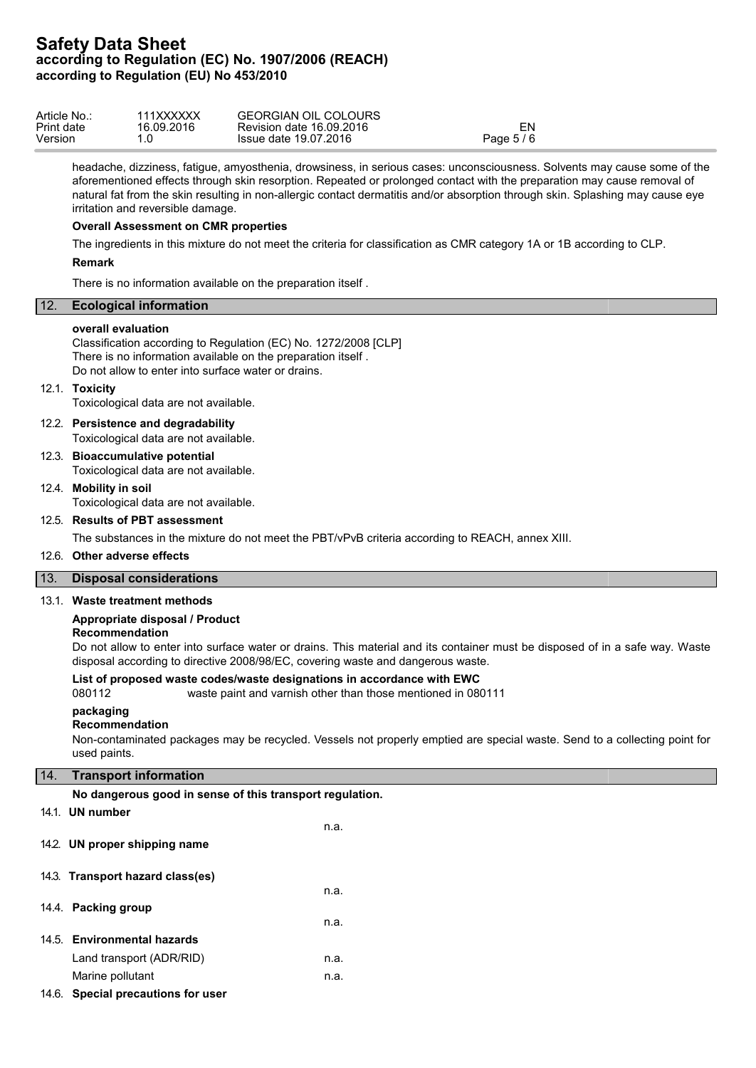headache, dizziness, fatigue, amyosthenia, drowsiness, in serious cases: unconsciousness. Solvents may cause some of the aforementioned effects through skin resorption. Repeated or prolonged contact with the preparation may cause removal of natural fat from the skin resulting in non-allergic contact dermatitis and/or absorption through skin. Splashing may cause eye irritation and reversible damage.

**Overall Assessment on CMR properties**

The ingredients in this mixture do not meet the criteria for classification as CMR category 1A or 1B according to CLP.

**Remark**

There is no information available on the preparation itself .

## 12. Ecological information

**overall evaluation**

Classification according to Regulation (EC) No. 1272/2008 [CLP]
There is no information available on the preparation itself .
Do not allow to enter into surface water or drains.

### 12.1. Toxicity

Toxicological data are not available.

### 12.2. Persistence and degradability

Toxicological data are not available.

### 12.3. Bioaccumulative potential

Toxicological data are not available.

### 12.4. Mobility in soil

Toxicological data are not available.

### 12.5. Results of PBT assessment

The substances in the mixture do not meet the PBT/vPvB criteria according to REACH, annex XIII.

### 12.6. Other adverse effects

## 13. Disposal considerations

### 13.1. Waste treatment methods

**Appropriate disposal / Product**
**Recommendation**

Do not allow to enter into surface water or drains. This material and its container must be disposed of in a safe way. Waste disposal according to directive 2008/98/EC, covering waste and dangerous waste.

**List of proposed waste codes/waste designations in accordance with EWC**

080112 waste paint and varnish other than those mentioned in 080111

**packaging**
**Recommendation**

Non-contaminated packages may be recycled. Vessels not properly emptied are special waste. Send to a collecting point for used paints.

## 14. Transport information

**No dangerous good in sense of this transport regulation.**

### 14.1. UN number

n.a.

### 14.2. UN proper shipping name

### 14.3. Transport hazard class(es)

n.a.

### 14.4. Packing group

n.a.

### 14.5. Environmental hazards

| | |
|---|---|
| Land transport (ADR/RID) | n.a. |
| Marine pollutant | n.a. |

### 14.6. Special precautions for user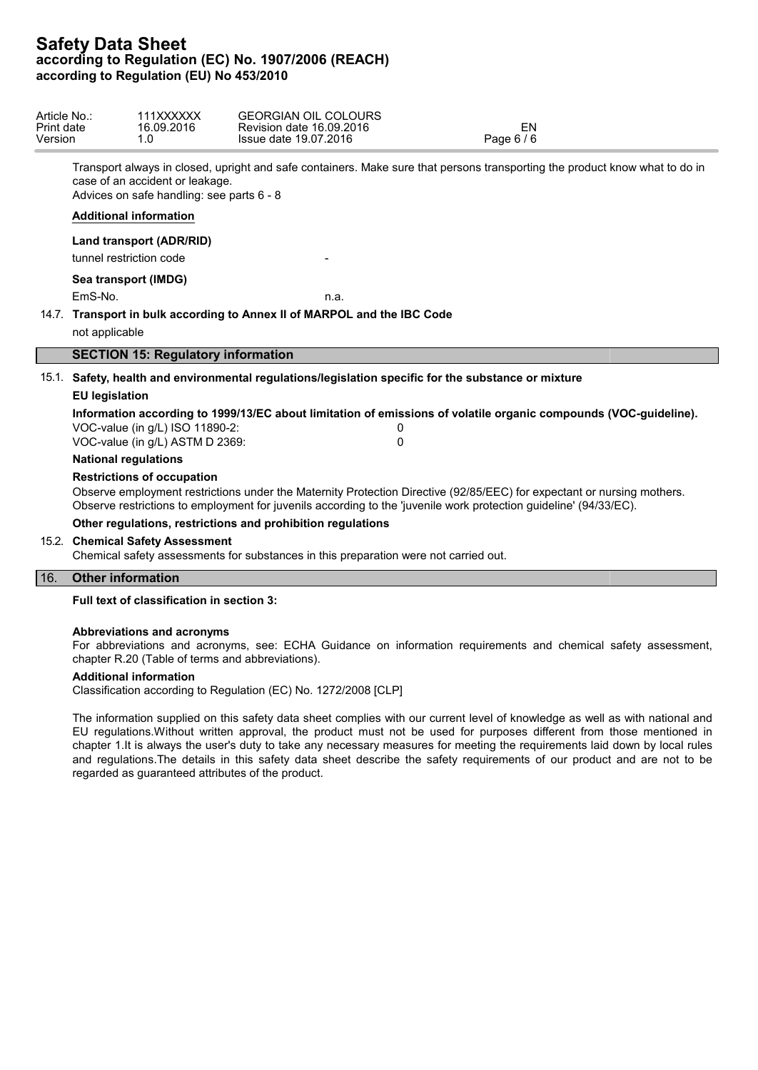Transport always in closed, upright and safe containers. Make sure that persons transporting the product know what to do in case of an accident or leakage.
Advices on safe handling: see parts 6 - 8

**Additional information**

**Land transport (ADR/RID)**

tunnel restriction code -

**Sea transport (IMDG)**

EmS-No. n.a.

**14.7. Transport in bulk according to Annex II of MARPOL and the IBC Code**

not applicable

## SECTION 15: Regulatory information

**15.1. Safety, health and environmental regulations/legislation specific for the substance or mixture**

**EU legislation**

**Information according to 1999/13/EC about limitation of emissions of volatile organic compounds (VOC-guideline).**

| | |
|---|---|
| VOC-value (in g/L) ISO 11890-2: | 0 |
| VOC-value (in g/L) ASTM D 2369: | 0 |

**National regulations**

**Restrictions of occupation**

Observe employment restrictions under the Maternity Protection Directive (92/85/EEC) for expectant or nursing mothers.
Observe restrictions to employment for juvenils according to the 'juvenile work protection guideline' (94/33/EC).

**Other regulations, restrictions and prohibition regulations**

**15.2. Chemical Safety Assessment**

Chemical safety assessments for substances in this preparation were not carried out.

## 16. Other information

**Full text of classification in section 3:**

**Abbreviations and acronyms**

For abbreviations and acronyms, see: ECHA Guidance on information requirements and chemical safety assessment, chapter R.20 (Table of terms and abbreviations).

**Additional information**

Classification according to Regulation (EC) No. 1272/2008 [CLP]

The information supplied on this safety data sheet complies with our current level of knowledge as well as with national and EU regulations.Without written approval, the product must not be used for purposes different from those mentioned in chapter 1.It is always the user's duty to take any necessary measures for meeting the requirements laid down by local rules and regulations.The details in this safety data sheet describe the safety requirements of our product and are not to be regarded as guaranteed attributes of the product.